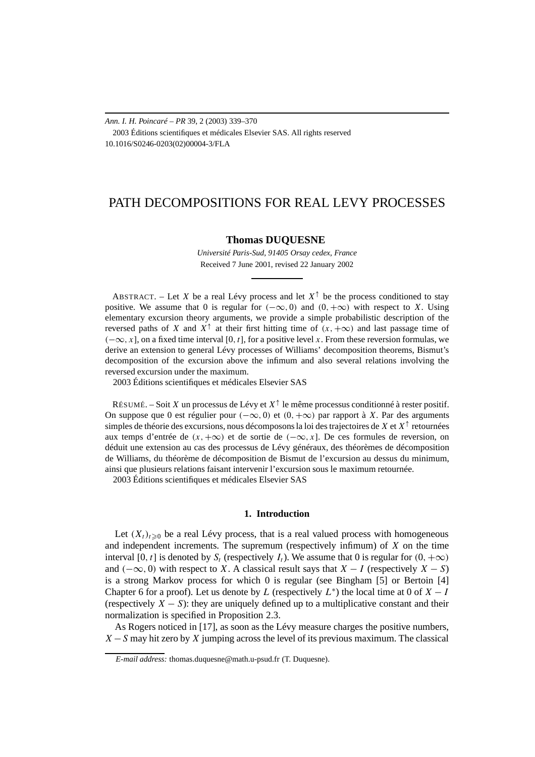Ann. I. H. Poincaré – PR 39, 2 (2003) 339–370

2003 Éditions scientifiques et médicales Elsevier SAS. All rights reserved

10.1016/S0246-0203(02)00004-3/FLA

# PATH DECOMPOSITIONS FOR REAL LEVY PROCESSES

**Thomas DUQUESNE**

*Université Paris-Sud, 91405 Orsay cedex, France*

Received 7 June 2001, revised 22 January 2002

ABSTRACT. – Let $X$ be a real Lévy process and let $X^{\uparrow}$ be the process conditioned to stay positive. We assume that 0 is regular for $(-\infty, 0)$ and $(0, +\infty)$ with respect to $X$. Using elementary excursion theory arguments, we provide a simple probabilistic description of the reversed paths of $X$ and $X^{\uparrow}$ at their first hitting time of $(x, +\infty)$ and last passage time of $(-\infty, x]$, on a fixed time interval $[0, t]$, for a positive level $x$. From these reversion formulas, we derive an extension to general Lévy processes of Williams' decomposition theorems, Bismut's decomposition of the excursion above the infimum and also several relations involving the reversed excursion under the maximum.

2003 Éditions scientifiques et médicales Elsevier SAS

RÉSUMÉ. – Soit $X$ un processus de Lévy et $X^{\uparrow}$ le même processus conditionné à rester positif. On suppose que 0 est régulier pour $(-\infty, 0)$ et $(0, +\infty)$ par rapport à $X$. Par des arguments simples de théorie des excursions, nous décomposons la loi des trajectoires de $X$ et $X^{\uparrow}$ retournées aux temps d'entrée de $(x, +\infty)$ et de sortie de $(-\infty, x]$. De ces formules de reversion, on déduit une extension au cas des processus de Lévy généraux, des théorèmes de décomposition de Williams, du théorème de décomposition de Bismut de l'excursion au dessus du minimum, ainsi que plusieurs relations faisant intervenir l'excursion sous le maximum retournée.

2003 Éditions scientifiques et médicales Elsevier SAS

## 1. Introduction

Let $(X_t)_{t\geqslant 0}$ be a real Lévy process, that is a real valued process with homogeneous and independent increments. The supremum (respectively infimum) of $X$ on the time interval $[0, t]$ is denoted by $S_t$ (respectively $I_t$). We assume that 0 is regular for $(0, +\infty)$ and $(-\infty, 0)$ with respect to $X$. A classical result says that $X - I$ (respectively $X - S$) is a strong Markov process for which 0 is regular (see Bingham [5] or Bertoin [4] Chapter 6 for a proof). Let us denote by $L$ (respectively $L^*$) the local time at 0 of $X - I$ (respectively $X - S$): they are uniquely defined up to a multiplicative constant and their normalization is specified in Proposition 2.3.

As Rogers noticed in [17], as soon as the Lévy measure charges the positive numbers, $X - S$ may hit zero by $X$ jumping across the level of its previous maximum. The classical

*E-mail address:* thomas.duquesne@math.u-psud.fr (T. Duquesne).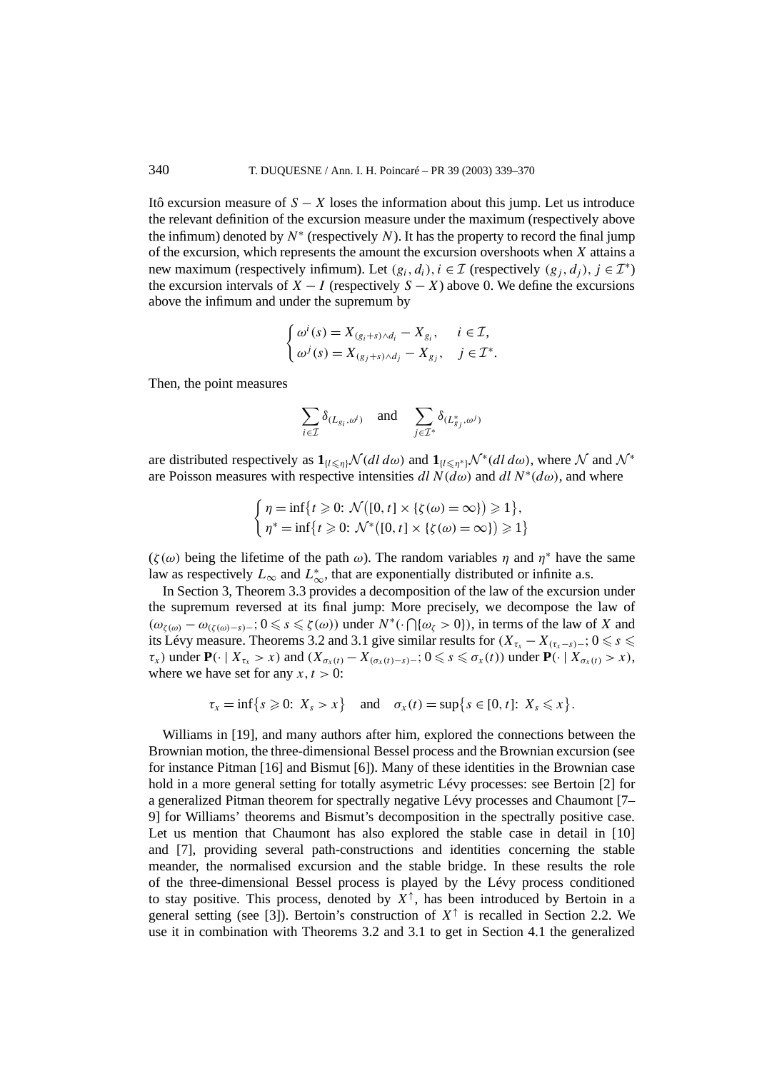Itô excursion measure of $S - X$ loses the information about this jump. Let us introduce the relevant definition of the excursion measure under the maximum (respectively above the infimum) denoted by $N^*$ (respectively $N$). It has the property to record the final jump of the excursion, which represents the amount the excursion overshoots when $X$ attains a new maximum (respectively infimum). Let $(g_i, d_i), i \in \mathcal{I}$ (respectively $(g_j, d_j), j \in \mathcal{I}^*$) the excursion intervals of $X - I$ (respectively $S - X$) above 0. We define the excursions above the infimum and under the supremum by

$$\begin{cases} \omega^i(s) = X_{(g_i+s)\wedge d_i} - X_{g_i}, & i \in \mathcal{I}, \\ \omega^j(s) = X_{(g_j+s)\wedge d_j} - X_{g_j}, & j \in \mathcal{I}^*. \end{cases}$$

Then, the point measures

$$\sum_{i \in \mathcal{I}} \delta_{(L_{g_i}, \omega^i)} \quad \text{and} \quad \sum_{j \in \mathcal{I}^*} \delta_{(L^*_{g_j}, \omega^j)}$$

are distributed respectively as $\mathbf{1}_{\{l \leqslant \eta\}} \mathcal{N}(dl\, d\omega)$ and $\mathbf{1}_{\{l \leqslant \eta^*\}} \mathcal{N}^*(dl\, d\omega)$, where $\mathcal{N}$ and $\mathcal{N}^*$ are Poisson measures with respective intensities $dl\, N(d\omega)$ and $dl\, N^*(d\omega)$, and where

$$\begin{cases} \eta = \inf\{t \geqslant 0 \colon \mathcal{N}([0,t] \times \{\zeta(\omega) = \infty\}) \geqslant 1\}, \\ \eta^* = \inf\{t \geqslant 0 \colon \mathcal{N}^*([0,t] \times \{\zeta(\omega) = \infty\}) \geqslant 1\} \end{cases}$$

($\zeta(\omega)$ being the lifetime of the path $\omega$). The random variables $\eta$ and $\eta^*$ have the same law as respectively $L_\infty$ and $L^*_\infty$, that are exponentially distributed or infinite a.s.

In Section 3, Theorem 3.3 provides a decomposition of the law of the excursion under the supremum reversed at its final jump: More precisely, we decompose the law of $(\omega_{\zeta(\omega)} - \omega_{(\zeta(\omega)-s)-}; 0 \leqslant s \leqslant \zeta(\omega))$ under $N^*(\cdot \bigcap \{\omega_\zeta > 0\})$, in terms of the law of $X$ and its Lévy measure. Theorems 3.2 and 3.1 give similar results for $(X_{\tau_x} - X_{(\tau_x - s)-}; 0 \leqslant s \leqslant \tau_x)$ under $\mathbf{P}(\cdot \mid X_{\tau_x} > x)$ and $(X_{\sigma_x(t)} - X_{(\sigma_x(t)-s)-}; 0 \leqslant s \leqslant \sigma_x(t))$ under $\mathbf{P}(\cdot \mid X_{\sigma_x(t)} > x)$, where we have set for any $x, t > 0$:

$$\tau_x = \inf\{s \geqslant 0 \colon X_s > x\} \quad \text{and} \quad \sigma_x(t) = \sup\{s \in [0,t] \colon X_s \leqslant x\}.$$

Williams in [19], and many authors after him, explored the connections between the Brownian motion, the three-dimensional Bessel process and the Brownian excursion (see for instance Pitman [16] and Bismut [6]). Many of these identities in the Brownian case hold in a more general setting for totally asymetric Lévy processes: see Bertoin [2] for a generalized Pitman theorem for spectrally negative Lévy processes and Chaumont [7–9] for Williams' theorems and Bismut's decomposition in the spectrally positive case. Let us mention that Chaumont has also explored the stable case in detail in [10] and [7], providing several path-constructions and identities concerning the stable meander, the normalised excursion and the stable bridge. In these results the role of the three-dimensional Bessel process is played by the Lévy process conditioned to stay positive. This process, denoted by $X^\uparrow$, has been introduced by Bertoin in a general setting (see [3]). Bertoin's construction of $X^\uparrow$ is recalled in Section 2.2. We use it in combination with Theorems 3.2 and 3.1 to get in Section 4.1 the generalized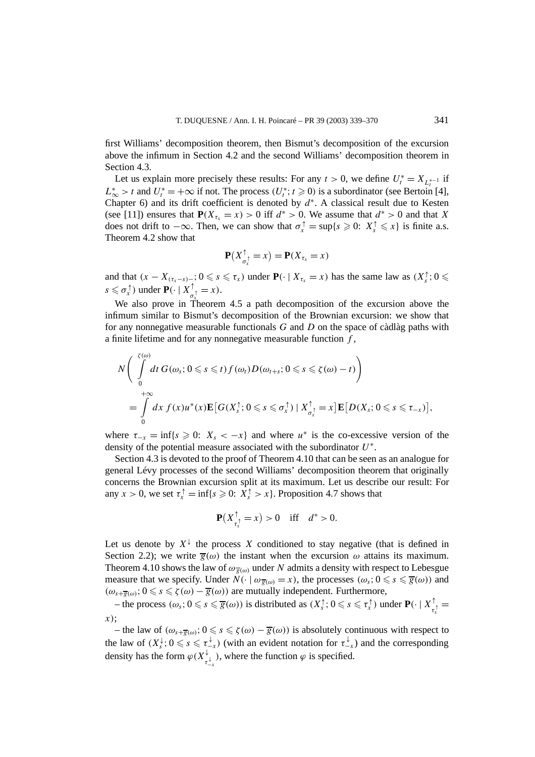first Williams' decomposition theorem, then Bismut's decomposition of the excursion above the infimum in Section 4.2 and the second Williams' decomposition theorem in Section 4.3.

Let us explain more precisely these results: For any $t > 0$, we define $U^*_t = X_{L^{*-1}_t}$ if $L^*_\infty > t$ and $U^*_t = +\infty$ if not. The process $(U^*_t; t \geqslant 0)$ is a subordinator (see Bertoin [4], Chapter 6) and its drift coefficient is denoted by $d^*$. A classical result due to Kesten (see [11]) ensures that $\mathbf{P}(X_{\tau_x} = x) > 0$ iff $d^* > 0$. We assume that $d^* > 0$ and that $X$ does not drift to $-\infty$. Then, we can show that $\sigma^\uparrow_x = \sup\{s \geqslant 0\colon\ X^\uparrow_s \leqslant x\}$ is finite a.s. Theorem 4.2 show that

$$\mathbf{P}\big(X^\uparrow_{\sigma^\uparrow_x} = x\big) = \mathbf{P}(X_{\tau_x} = x)$$

and that $(x - X_{(\tau_x - s)-}; 0 \leqslant s \leqslant \tau_x)$ under $\mathbf{P}(\cdot \mid X_{\tau_x} = x)$ has the same law as $(X^\uparrow_s; 0 \leqslant s \leqslant \sigma^\uparrow_x)$ under $\mathbf{P}(\cdot \mid X^\uparrow_{\sigma^\uparrow_x} = x)$.

We also prove in Theorem 4.5 a path decomposition of the excursion above the infimum similar to Bismut's decomposition of the Brownian excursion: we show that for any nonnegative measurable functionals $G$ and $D$ on the space of càdlàg paths with a finite lifetime and for any nonnegative measurable function $f$,

$$\begin{aligned}
&N\left(\int_0^{\zeta(\omega)} dt\, G(\omega_s; 0 \leqslant s \leqslant t) f(\omega_t) D(\omega_{t+s}; 0 \leqslant s \leqslant \zeta(\omega) - t)\right) \\
&\quad = \int_0^{+\infty} dx\, f(x) u^*(x) \mathbf{E}\big[G(X^\uparrow_s; 0 \leqslant s \leqslant \sigma^\uparrow_x) \mid X^\uparrow_{\sigma^\uparrow_x} = x\big] \mathbf{E}\big[D(X_s; 0 \leqslant s \leqslant \tau_{-x})\big],
\end{aligned}$$

where $\tau_{-x} = \inf\{s \geqslant 0\colon\ X_s < -x\}$ and where $u^*$ is the co-excessive version of the density of the potential measure associated with the subordinator $U^*$.

Section 4.3 is devoted to the proof of Theorem 4.10 that can be seen as an analogue for general Lévy processes of the second Williams' decomposition theorem that originally concerns the Brownian excursion split at its maximum. Let us describe our result: For any $x > 0$, we set $\tau^\uparrow_x = \inf\{s \geqslant 0\colon\ X^\uparrow_s > x\}$. Proposition 4.7 shows that

$$\mathbf{P}\big(X^\uparrow_{\tau^\uparrow_x} = x\big) > 0 \quad \text{iff} \quad d^* > 0.$$

Let us denote by $X^\downarrow$ the process $X$ conditioned to stay negative (that is defined in Section 2.2); we write $\overline{g}(\omega)$ the instant when the excursion $\omega$ attains its maximum. Theorem 4.10 shows the law of $\omega_{\overline{g}(\omega)}$ under $N$ admits a density with respect to Lebesgue measure that we specify. Under $N(\cdot \mid \omega_{\overline{g}(\omega)} = x)$, the processes $(\omega_s; 0 \leqslant s \leqslant \overline{g}(\omega))$ and $(\omega_{s+\overline{g}(\omega)}; 0 \leqslant s \leqslant \zeta(\omega) - \overline{g}(\omega))$ are mutually independent. Furthermore,

– the process $(\omega_s; 0 \leqslant s \leqslant \overline{g}(\omega))$ is distributed as $(X^\uparrow_s; 0 \leqslant s \leqslant \tau^\uparrow_x)$ under $\mathbf{P}(\cdot \mid X^\uparrow_{\tau^\uparrow_x} = x)$;

– the law of $(\omega_{s+\overline{g}(\omega)}; 0 \leqslant s \leqslant \zeta(\omega) - \overline{g}(\omega))$ is absolutely continuous with respect to the law of $(X^\downarrow_s; 0 \leqslant s \leqslant \tau^\downarrow_{-x})$ (with an evident notation for $\tau^\downarrow_{-x}$) and the corresponding density has the form $\varphi(X^\downarrow_{\tau^\downarrow_{-x}})$, where the function $\varphi$ is specified.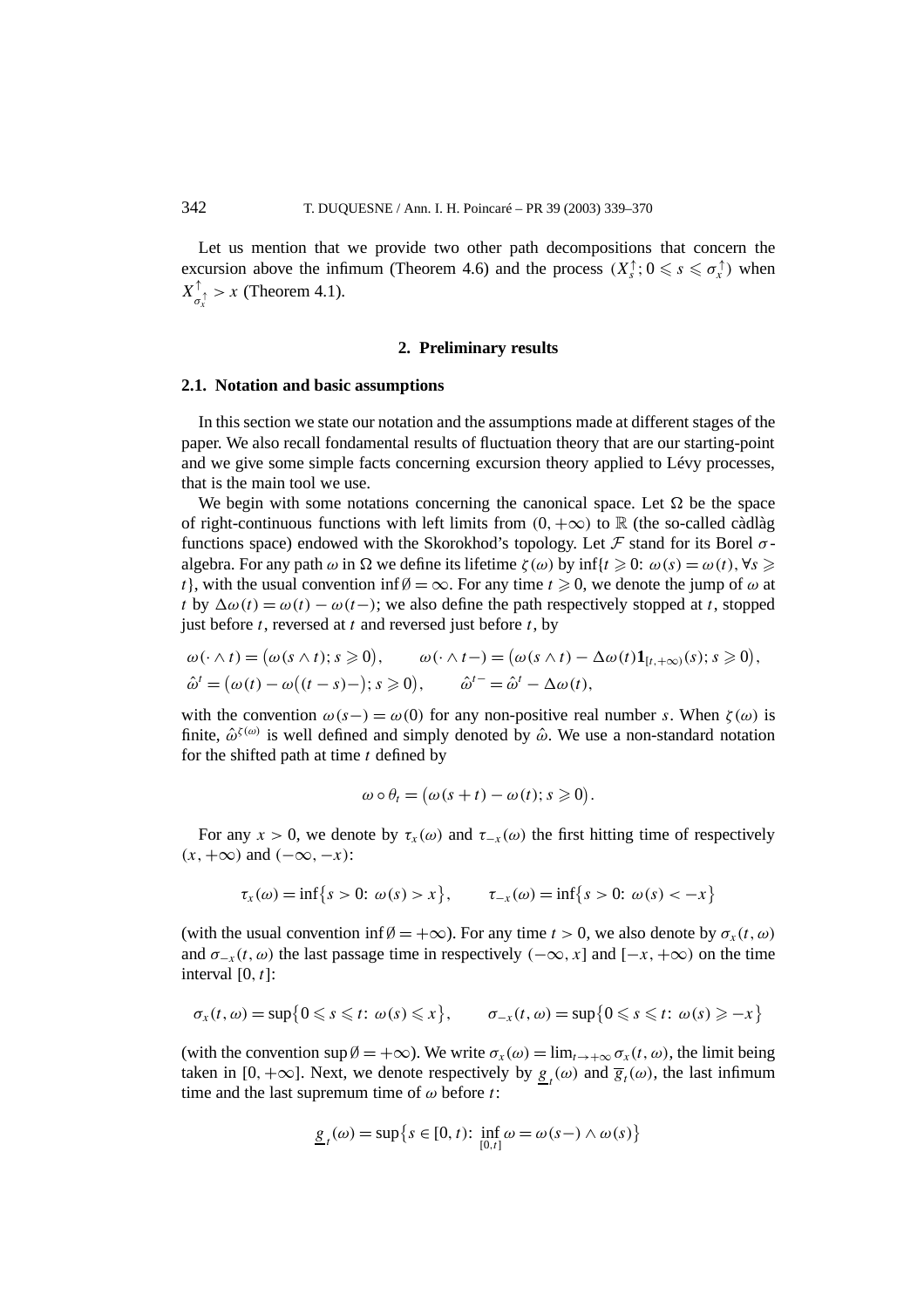Let us mention that we provide two other path decompositions that concern the excursion above the infimum (Theorem 4.6) and the process $(X^{\uparrow}_s; 0 \leqslant s \leqslant \sigma^{\uparrow}_x)$ when $X^{\uparrow}_{\sigma^{\uparrow}_x} > x$ (Theorem 4.1).

## 2. Preliminary results

### 2.1. Notation and basic assumptions

In this section we state our notation and the assumptions made at different stages of the paper. We also recall fondamental results of fluctuation theory that are our starting-point and we give some simple facts concerning excursion theory applied to Lévy processes, that is the main tool we use.

We begin with some notations concerning the canonical space. Let $\Omega$ be the space of right-continuous functions with left limits from $(0, +\infty)$ to $\mathbb{R}$ (the so-called càdlàg functions space) endowed with the Skorokhod's topology. Let $\mathcal{F}$ stand for its Borel $\sigma$-algebra. For any path $\omega$ in $\Omega$ we define its lifetime $\zeta(\omega)$ by $\inf\{t \geqslant 0\colon \omega(s) = \omega(t), \forall s \geqslant t\}$, with the usual convention $\inf \emptyset = \infty$. For any time $t \geqslant 0$, we denote the jump of $\omega$ at $t$ by $\Delta\omega(t) = \omega(t) - \omega(t-)$; we also define the path respectively stopped at $t$, stopped just before $t$, reversed at $t$ and reversed just before $t$, by

$$\omega(\cdot \wedge t) = \big(\omega(s \wedge t); s \geqslant 0\big), \qquad \omega(\cdot \wedge t-) = \big(\omega(s \wedge t) - \Delta\omega(t)\mathbf{1}_{[t,+\infty)}(s); s \geqslant 0\big),$$
$$\hat{\omega}^t = \big(\omega(t) - \omega\big((t-s)-\big); s \geqslant 0\big), \qquad \hat{\omega}^{t-} = \hat{\omega}^t - \Delta\omega(t),$$

with the convention $\omega(s-) = \omega(0)$ for any non-positive real number $s$. When $\zeta(\omega)$ is finite, $\hat{\omega}^{\zeta(\omega)}$ is well defined and simply denoted by $\hat{\omega}$. We use a non-standard notation for the shifted path at time $t$ defined by

$$\omega \circ \theta_t = \big(\omega(s+t) - \omega(t); s \geqslant 0\big).$$

For any $x > 0$, we denote by $\tau_x(\omega)$ and $\tau_{-x}(\omega)$ the first hitting time of respectively $(x, +\infty)$ and $(-\infty, -x)$:

$$\tau_x(\omega) = \inf\big\{s > 0\colon \omega(s) > x\big\}, \qquad \tau_{-x}(\omega) = \inf\big\{s > 0\colon \omega(s) < -x\big\}$$

(with the usual convention $\inf \emptyset = +\infty$). For any time $t > 0$, we also denote by $\sigma_x(t, \omega)$ and $\sigma_{-x}(t, \omega)$ the last passage time in respectively $(-\infty, x]$ and $[-x, +\infty)$ on the time interval $[0, t]$:

$$\sigma_x(t, \omega) = \sup\big\{0 \leqslant s \leqslant t\colon \omega(s) \leqslant x\big\}, \qquad \sigma_{-x}(t, \omega) = \sup\big\{0 \leqslant s \leqslant t\colon \omega(s) \geqslant -x\big\}$$

(with the convention $\sup \emptyset = +\infty$). We write $\sigma_x(\omega) = \lim_{t\to+\infty} \sigma_x(t, \omega)$, the limit being taken in $[0, +\infty]$. Next, we denote respectively by $\underline{g}_t(\omega)$ and $\overline{g}_t(\omega)$, the last infimum time and the last supremum time of $\omega$ before $t$:

$$\underline{g}_t(\omega) = \sup\big\{s \in [0, t)\colon \inf_{[0,t]} \omega = \omega(s-) \wedge \omega(s)\big\}$$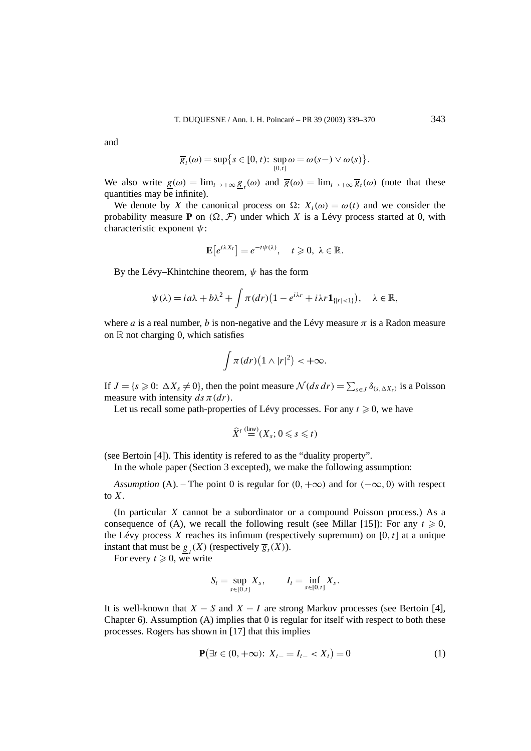and

$$\overline{g}_t(\omega) = \sup\bigl\{s \in [0,t):\ \sup_{[0,t]} \omega = \omega(s-) \vee \omega(s)\bigr\}.$$

We also write $\underline{g}(\omega) = \lim_{t\to+\infty} \underline{g}_t(\omega)$ and $\overline{g}(\omega) = \lim_{t\to+\infty} \overline{g}_t(\omega)$ (note that these quantities may be infinite).

We denote by $X$ the canonical process on $\Omega$: $X_t(\omega) = \omega(t)$ and we consider the probability measure $\mathbf{P}$ on $(\Omega, \mathcal{F})$ under which $X$ is a Lévy process started at 0, with characteristic exponent $\psi$:

$$\mathbf{E}\bigl[e^{i\lambda X_t}\bigr] = e^{-t\psi(\lambda)}, \quad t \geqslant 0,\ \lambda \in \mathbb{R}.$$

By the Lévy–Khintchine theorem, $\psi$ has the form

$$\psi(\lambda) = ia\lambda + b\lambda^2 + \int \pi(dr)\bigl(1 - e^{i\lambda r} + i\lambda r \mathbf{1}_{\{|r|<1\}}\bigr), \quad \lambda \in \mathbb{R},$$

where $a$ is a real number, $b$ is non-negative and the Lévy measure $\pi$ is a Radon measure on $\mathbb{R}$ not charging 0, which satisfies

$$\int \pi(dr)\bigl(1 \wedge |r|^2\bigr) < +\infty.$$

If $J = \{s \geqslant 0\colon\ \Delta X_s \neq 0\}$, then the point measure $\mathcal{N}(ds\,dr) = \sum_{s\in J} \delta_{(s,\Delta X_s)}$ is a Poisson measure with intensity $ds\,\pi(dr)$.

Let us recall some path-properties of Lévy processes. For any $t \geqslant 0$, we have

$$\widehat{X}^t \overset{\text{(law)}}{=} (X_s; 0 \leqslant s \leqslant t)$$

(see Bertoin [4]). This identity is refered to as the "duality property".

In the whole paper (Section 3 excepted), we make the following assumption:

*Assumption* (A). – The point 0 is regular for $(0,+\infty)$ and for $(-\infty,0)$ with respect to $X$.

(In particular $X$ cannot be a subordinator or a compound Poisson process.) As a consequence of (A), we recall the following result (see Millar [15]): For any $t \geqslant 0$, the Lévy process $X$ reaches its infimum (respectively supremum) on $[0,t]$ at a unique instant that must be $\underline{g}_t(X)$ (respectively $\overline{g}_t(X)$).

For every $t \geqslant 0$, we write

$$S_t = \sup_{s\in[0,t]} X_s, \qquad I_t = \inf_{s\in[0,t]} X_s.$$

It is well-known that $X - S$ and $X - I$ are strong Markov processes (see Bertoin [4], Chapter 6). Assumption (A) implies that 0 is regular for itself with respect to both these processes. Rogers has shown in [17] that this implies

$$\mathbf{P}\bigl(\exists t \in (0,+\infty)\colon\ X_{t-} = I_{t-} < X_t\bigr) = 0 \tag{1}$$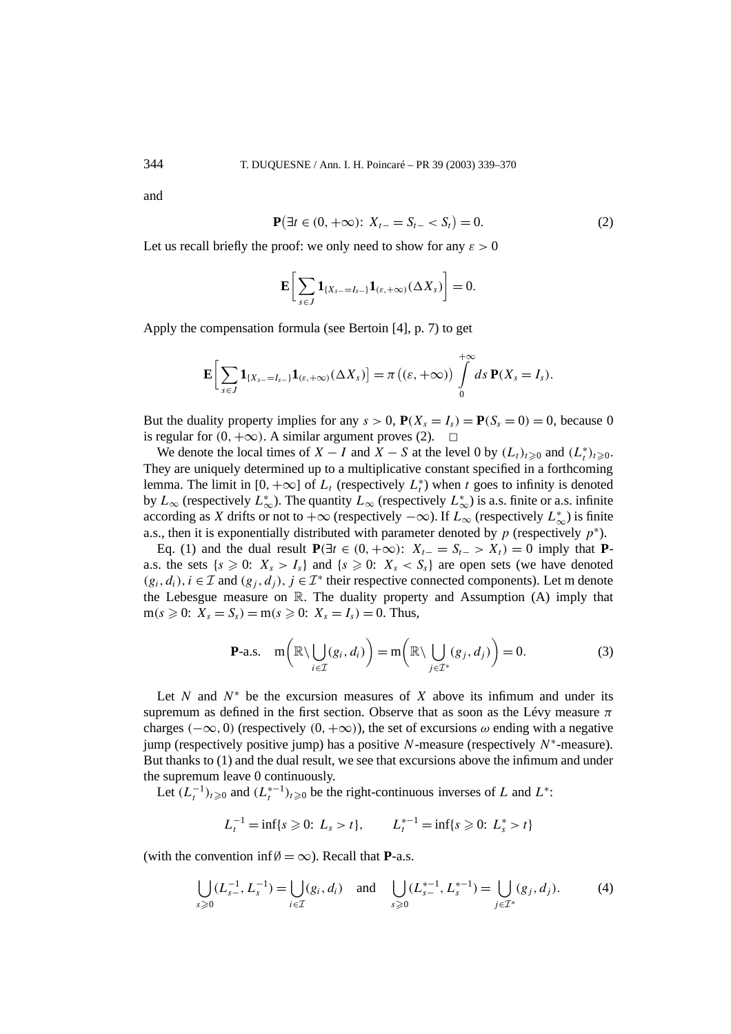and

$$\mathbf{P}\big(\exists t \in (0,+\infty):\ X_{t-} = S_{t-} < S_t\big) = 0. \tag{2}$$

Let us recall briefly the proof: we only need to show for any $\varepsilon > 0$

$$\mathbf{E}\bigg[\sum_{s\in J} \mathbf{1}_{\{X_{s-}=I_{s-}\}}\mathbf{1}_{(\varepsilon,+\infty)}(\Delta X_s)\bigg] = 0.$$

Apply the compensation formula (see Bertoin [4], p. 7) to get

$$\mathbf{E}\bigg[\sum_{s\in J} \mathbf{1}_{\{X_{s-}=I_{s-}\}}\mathbf{1}_{(\varepsilon,+\infty)}(\Delta X_s)\bigg] = \pi\big((\varepsilon,+\infty)\big)\int_0^{+\infty} ds\, \mathbf{P}(X_s = I_s).$$

But the duality property implies for any $s > 0$, $\mathbf{P}(X_s = I_s) = \mathbf{P}(S_s = 0) = 0$, because 0 is regular for $(0,+\infty)$. A similar argument proves (2). □

We denote the local times of $X - I$ and $X - S$ at the level 0 by $(L_t)_{t\geqslant 0}$ and $(L^*_t)_{t\geqslant 0}$. They are uniquely determined up to a multiplicative constant specified in a forthcoming lemma. The limit in $[0,+\infty]$ of $L_t$ (respectively $L^*_t$) when $t$ goes to infinity is denoted by $L_\infty$ (respectively $L^*_\infty$). The quantity $L_\infty$ (respectively $L^*_\infty$) is a.s. finite or a.s. infinite according as $X$ drifts or not to $+\infty$ (respectively $-\infty$). If $L_\infty$ (respectively $L^*_\infty$) is finite a.s., then it is exponentially distributed with parameter denoted by $p$ (respectively $p^*$).

Eq. (1) and the dual result $\mathbf{P}(\exists t \in (0,+\infty):\ X_{t-} = S_{t-} > X_t) = 0$ imply that $\mathbf{P}$-a.s. the sets $\{s \geqslant 0:\ X_s > I_s\}$ and $\{s \geqslant 0:\ X_s < S_s\}$ are open sets (we have denoted $(g_i, d_i)$, $i \in \mathcal{I}$ and $(g_j, d_j)$, $j \in \mathcal{I}^*$ their respective connected components). Let m denote the Lebesgue measure on $\mathbb{R}$. The duality property and Assumption (A) imply that $\mathrm{m}(s \geqslant 0:\ X_s = S_s) = \mathrm{m}(s \geqslant 0:\ X_s = I_s) = 0$. Thus,

$$\mathbf{P}\text{-a.s.}\quad \mathrm{m}\bigg(\mathbb{R}\backslash \bigcup_{i\in\mathcal{I}}(g_i, d_i)\bigg) = \mathrm{m}\bigg(\mathbb{R}\backslash \bigcup_{j\in\mathcal{I}^*}(g_j, d_j)\bigg) = 0. \tag{3}$$

Let $N$ and $N^*$ be the excursion measures of $X$ above its infimum and under its supremum as defined in the first section. Observe that as soon as the Lévy measure $\pi$ charges $(-\infty, 0)$ (respectively $(0,+\infty)$), the set of excursions $\omega$ ending with a negative jump (respectively positive jump) has a positive $N$-measure (respectively $N^*$-measure). But thanks to (1) and the dual result, we see that excursions above the infimum and under the supremum leave 0 continuously.

Let $(L^{-1}_t)_{t\geqslant 0}$ and $(L^{*-1}_t)_{t\geqslant 0}$ be the right-continuous inverses of $L$ and $L^*$:

$$L^{-1}_t = \inf\{s \geqslant 0:\ L_s > t\}, \qquad L^{*-1}_t = \inf\{s \geqslant 0:\ L^*_s > t\}$$

(with the convention $\inf\emptyset = \infty$). Recall that $\mathbf{P}$-a.s.

$$\bigcup_{s\geqslant 0}(L^{-1}_{s-}, L^{-1}_s) = \bigcup_{i\in\mathcal{I}}(g_i, d_i) \quad \text{and} \quad \bigcup_{s\geqslant 0}(L^{*-1}_{s-}, L^{*-1}_s) = \bigcup_{j\in\mathcal{I}^*}(g_j, d_j). \tag{4}$$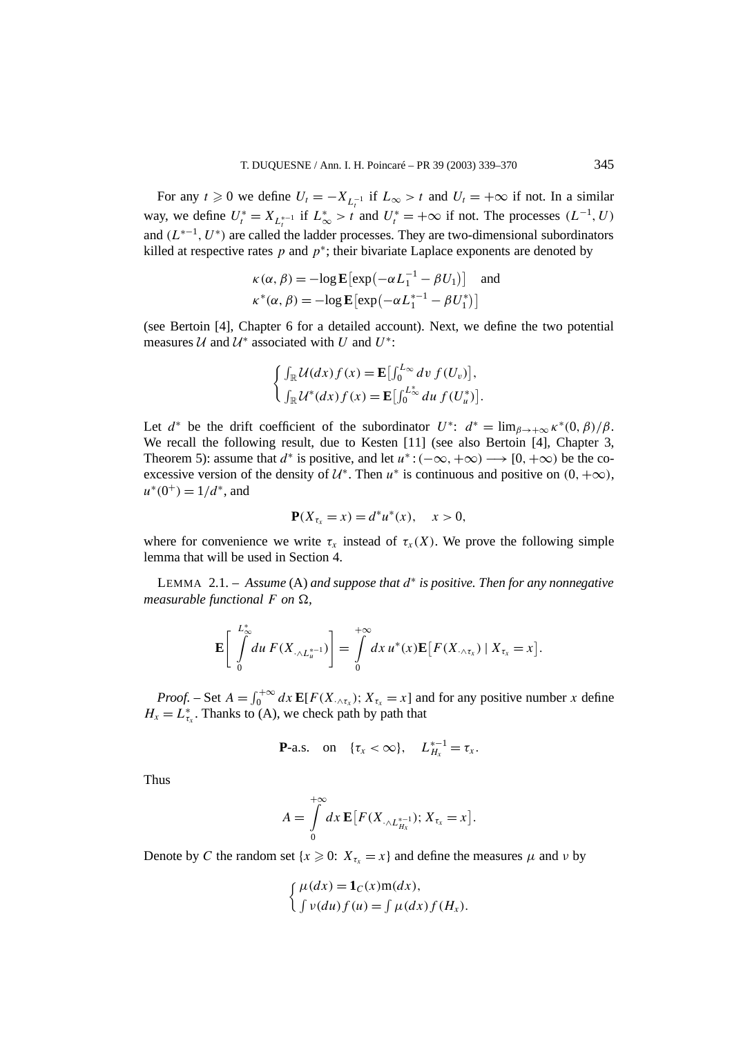For any $t \geqslant 0$ we define $U_t = -X_{L_t^{-1}}$ if $L_\infty > t$ and $U_t = +\infty$ if not. In a similar way, we define $U_t^* = X_{L_t^{*-1}}$ if $L_\infty^* > t$ and $U_t^* = +\infty$ if not. The processes $(L^{-1}, U)$ and $(L^{*-1}, U^*)$ are called the ladder processes. They are two-dimensional subordinators killed at respective rates $p$ and $p^*$; their bivariate Laplace exponents are denoted by

$$\kappa(\alpha, \beta) = -\log \mathbf{E}\left[\exp\left(-\alpha L_1^{-1} - \beta U_1\right)\right] \quad \text{and}$$
$$\kappa^*(\alpha, \beta) = -\log \mathbf{E}\left[\exp\left(-\alpha L_1^{*-1} - \beta U_1^*\right)\right]$$

(see Bertoin [4], Chapter 6 for a detailed account). Next, we define the two potential measures $\mathcal{U}$ and $\mathcal{U}^*$ associated with $U$ and $U^*$:

$$\begin{cases} \int_{\mathbb{R}} \mathcal{U}(dx) f(x) = \mathbf{E}\left[\int_0^{L_\infty} dv\, f(U_v)\right], \\ \int_{\mathbb{R}} \mathcal{U}^*(dx) f(x) = \mathbf{E}\left[\int_0^{L_\infty^*} du\, f(U_u^*)\right]. \end{cases}$$

Let $d^*$ be the drift coefficient of the subordinator $U^*$: $d^* = \lim_{\beta \to +\infty} \kappa^*(0, \beta)/\beta$. We recall the following result, due to Kesten [11] (see also Bertoin [4], Chapter 3, Theorem 5): assume that $d^*$ is positive, and let $u^* : (-\infty, +\infty) \longrightarrow [0, +\infty)$ be the co-excessive version of the density of $\mathcal{U}^*$. Then $u^*$ is continuous and positive on $(0, +\infty)$, $u^*(0^+) = 1/d^*$, and

$$\mathbf{P}(X_{\tau_x} = x) = d^* u^*(x), \quad x > 0,$$

where for convenience we write $\tau_x$ instead of $\tau_x(X)$. We prove the following simple lemma that will be used in Section 4.

LEMMA 2.1. – *Assume* (A) *and suppose that $d^*$ is positive. Then for any nonnegative measurable functional $F$ on $\Omega$,*

$$\mathbf{E}\left[\int_0^{L_\infty^*} du\, F(X_{\cdot \wedge L_u^{*-1}})\right] = \int_0^{+\infty} dx\, u^*(x) \mathbf{E}\left[F(X_{\cdot \wedge \tau_x}) \mid X_{\tau_x} = x\right].$$

*Proof.* – Set $A = \int_0^{+\infty} dx\, \mathbf{E}[F(X_{\cdot \wedge \tau_x}); X_{\tau_x} = x]$ and for any positive number $x$ define $H_x = L_{\tau_x}^*$. Thanks to (A), we check path by path that

$$\mathbf{P}\text{-a.s.} \quad \text{on} \quad \{\tau_x < \infty\}, \quad L_{H_x}^{*-1} = \tau_x.$$

Thus

$$A = \int_0^{+\infty} dx\, \mathbf{E}\left[F(X_{\cdot \wedge L_{H_x}^{*-1}}); X_{\tau_x} = x\right].$$

Denote by $C$ the random set $\{x \geqslant 0 \colon X_{\tau_x} = x\}$ and define the measures $\mu$ and $\nu$ by

$$\begin{cases} \mu(dx) = \mathbf{1}_C(x) \mathrm{m}(dx), \\ \int \nu(du) f(u) = \int \mu(dx) f(H_x). \end{cases}$$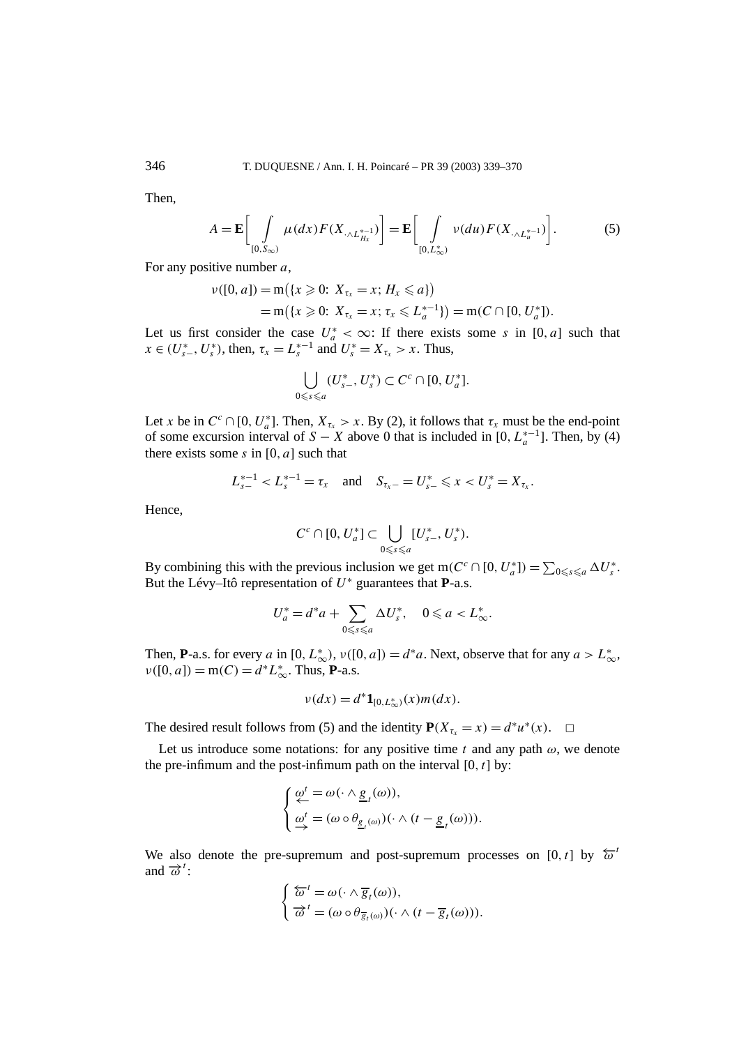Then,

$$A = \mathbf{E}\bigg[\int_{[0,S_\infty)} \mu(dx) F(X_{\cdot\wedge L^{*-1}_{H_x}})\bigg] = \mathbf{E}\bigg[\int_{[0,L^*_\infty)} \nu(du) F(X_{\cdot\wedge L^{*-1}_u})\bigg]. \tag{5}$$

For any positive number $a$,

$$\begin{aligned}
\nu([0,a]) &= \mathrm{m}\big(\{x \geqslant 0\colon\ X_{\tau_x} = x;\ H_x \leqslant a\}\big) \\
&= \mathrm{m}\big(\{x \geqslant 0\colon\ X_{\tau_x} = x;\ \tau_x \leqslant L^{*-1}_a\}\big) = \mathrm{m}(C \cap [0, U^*_a]).
\end{aligned}$$

Let us first consider the case $U^*_a < \infty$: If there exists some $s$ in $[0,a]$ such that $x \in (U^*_{s-}, U^*_s)$, then, $\tau_x = L^{*-1}_s$ and $U^*_s = X_{\tau_x} > x$. Thus,

$$\bigcup_{0\leqslant s\leqslant a} (U^*_{s-}, U^*_s) \subset C^c \cap [0, U^*_a].$$

Let $x$ be in $C^c \cap [0, U^*_a]$. Then, $X_{\tau_x} > x$. By (2), it follows that $\tau_x$ must be the end-point of some excursion interval of $S - X$ above 0 that is included in $[0, L^{*-1}_a]$. Then, by (4) there exists some $s$ in $[0,a]$ such that

$$L^{*-1}_{s-} < L^{*-1}_s = \tau_x \quad \text{and} \quad S_{\tau_x -} = U^*_{s-} \leqslant x < U^*_s = X_{\tau_x}.$$

Hence,

$$C^c \cap [0, U^*_a] \subset \bigcup_{0\leqslant s\leqslant a} [U^*_{s-}, U^*_s).$$

By combining this with the previous inclusion we get $\mathrm{m}(C^c \cap [0, U^*_a]) = \sum_{0\leqslant s\leqslant a} \Delta U^*_s$. But the Lévy–Itô representation of $U^*$ guarantees that $\mathbf{P}$-a.s.

$$U^*_a = d^* a + \sum_{0\leqslant s\leqslant a} \Delta U^*_s, \quad 0 \leqslant a < L^*_\infty.$$

Then, $\mathbf{P}$-a.s. for every $a$ in $[0, L^*_\infty)$, $\nu([0,a]) = d^* a$. Next, observe that for any $a > L^*_\infty$, $\nu([0,a]) = \mathrm{m}(C) = d^* L^*_\infty$. Thus, $\mathbf{P}$-a.s.

$$\nu(dx) = d^* \mathbf{1}_{[0,L^*_\infty)}(x) m(dx).$$

The desired result follows from (5) and the identity $\mathbf{P}(X_{\tau_x} = x) = d^* u^*(x)$. $\square$

Let us introduce some notations: for any positive time $t$ and any path $\omega$, we denote the pre-infimum and the post-infimum path on the interval $[0,t]$ by:

$$\begin{cases}
\underleftarrow{\omega}^t = \omega(\cdot \wedge \underline{g}_t(\omega)), \\
\underrightarrow{\omega}^t = (\omega \circ \theta_{\underline{g}_t(\omega)})(\cdot \wedge (t - \underline{g}_t(\omega))).
\end{cases}$$

We also denote the pre-supremum and post-supremum processes on $[0,t]$ by $\overleftarrow{\omega}^t$ and $\overrightarrow{\omega}^t$:

$$\begin{cases}
\overleftarrow{\omega}^t = \omega(\cdot \wedge \overline{g}_t(\omega)), \\
\overrightarrow{\omega}^t = (\omega \circ \theta_{\overline{g}_t(\omega)})(\cdot \wedge (t - \overline{g}_t(\omega))).
\end{cases}$$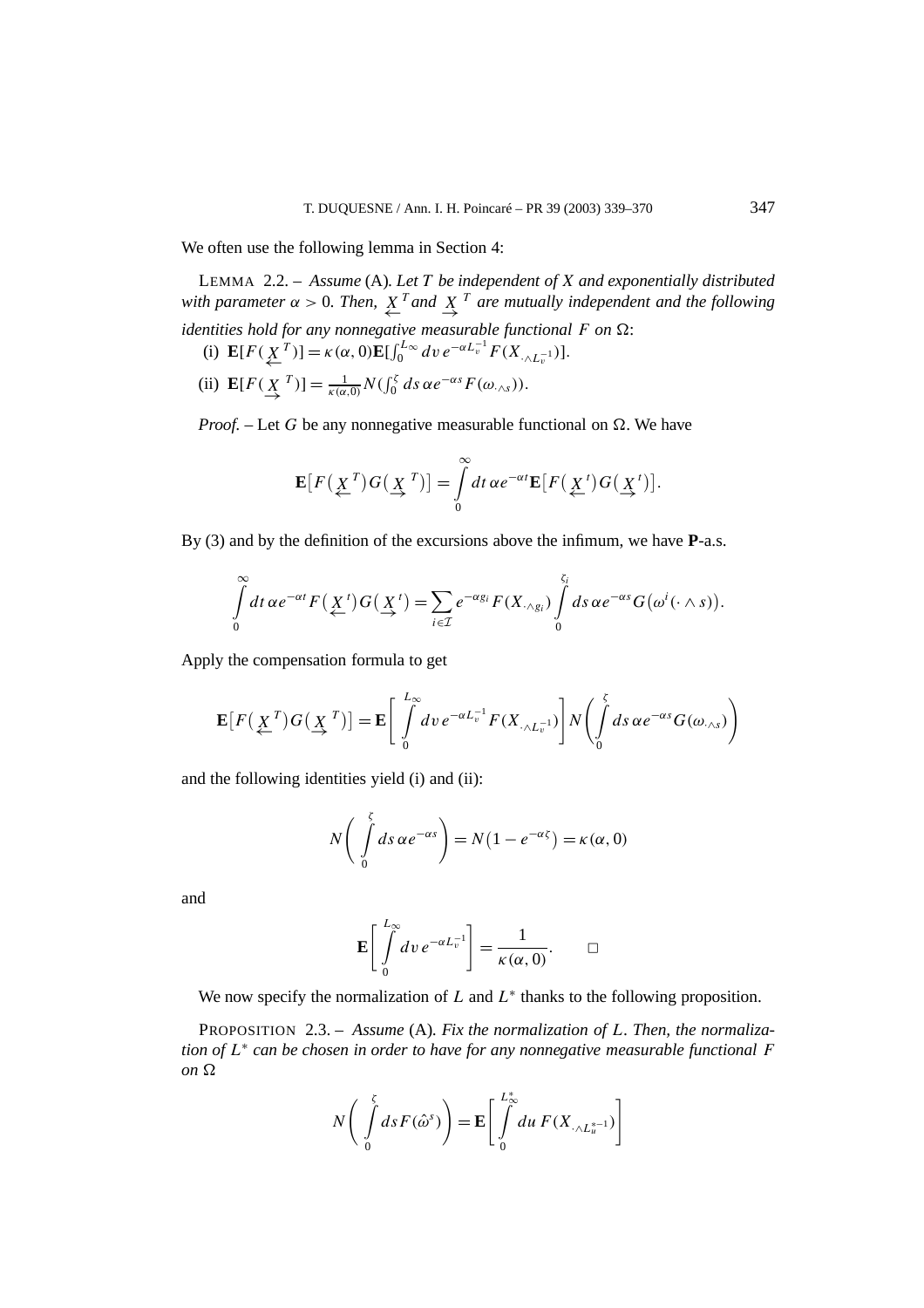We often use the following lemma in Section 4:

LEMMA 2.2. – *Assume* (A)*. Let $T$ be independent of $X$ and exponentially distributed with parameter $\alpha > 0$. Then, $\underset{\leftarrow}{X}^{T}$ and $\underset{\rightarrow}{X}^{T}$ are mutually independent and the following identities hold for any nonnegative measurable functional $F$ on $\Omega$*:

(i) $\mathbf{E}[F(\underset{\leftarrow}{X}^{T})] = \kappa(\alpha, 0)\mathbf{E}[\int_0^{L_\infty} dv\, e^{-\alpha L_v^{-1}} F(X_{\cdot \wedge L_v^{-1}})]$.

(ii) $\mathbf{E}[F(\underset{\rightarrow}{X}^{T})] = \frac{1}{\kappa(\alpha,0)} N(\int_0^{\zeta} ds\, \alpha e^{-\alpha s} F(\omega_{\cdot \wedge s}))$.

*Proof.* – Let $G$ be any nonnegative measurable functional on $\Omega$. We have

$$\mathbf{E}\big[F\big(\underset{\leftarrow}{X}^{T}\big)G\big(\underset{\rightarrow}{X}^{T}\big)\big] = \int_0^{\infty} dt\, \alpha e^{-\alpha t} \mathbf{E}\big[F\big(\underset{\leftarrow}{X}^{t}\big)G\big(\underset{\rightarrow}{X}^{t}\big)\big].$$

By (3) and by the definition of the excursions above the infimum, we have $\mathbf{P}$-a.s.

$$\int_0^{\infty} dt\, \alpha e^{-\alpha t} F\big(\underset{\leftarrow}{X}^{t}\big)G\big(\underset{\rightarrow}{X}^{t}\big) = \sum_{i \in \mathcal{I}} e^{-\alpha g_i} F(X_{\cdot \wedge g_i}) \int_0^{\zeta_i} ds\, \alpha e^{-\alpha s} G\big(\omega^i(\cdot \wedge s)\big).$$

Apply the compensation formula to get

$$\mathbf{E}\big[F\big(\underset{\leftarrow}{X}^{T}\big)G\big(\underset{\rightarrow}{X}^{T}\big)\big] = \mathbf{E}\left[\int_0^{L_\infty} dv\, e^{-\alpha L_v^{-1}} F(X_{\cdot \wedge L_v^{-1}})\right] N\left(\int_0^{\zeta} ds\, \alpha e^{-\alpha s} G(\omega_{\cdot \wedge s})\right)$$

and the following identities yield (i) and (ii):

$$N\left(\int_0^{\zeta} ds\, \alpha e^{-\alpha s}\right) = N\big(1 - e^{-\alpha \zeta}\big) = \kappa(\alpha, 0)$$

and

$$\mathbf{E}\left[\int_0^{L_\infty} dv\, e^{-\alpha L_v^{-1}}\right] = \frac{1}{\kappa(\alpha, 0)}. \qquad \square$$

We now specify the normalization of $L$ and $L^*$ thanks to the following proposition.

PROPOSITION 2.3. – *Assume* (A)*. Fix the normalization of $L$. Then, the normalization of $L^*$ can be chosen in order to have for any nonnegative measurable functional $F$ on $\Omega$*

$$N\left(\int_0^{\zeta} ds\, F(\hat{\omega}^s)\right) = \mathbf{E}\left[\int_0^{L_\infty^*} du\, F(X_{\cdot \wedge L_u^{*-1}})\right]$$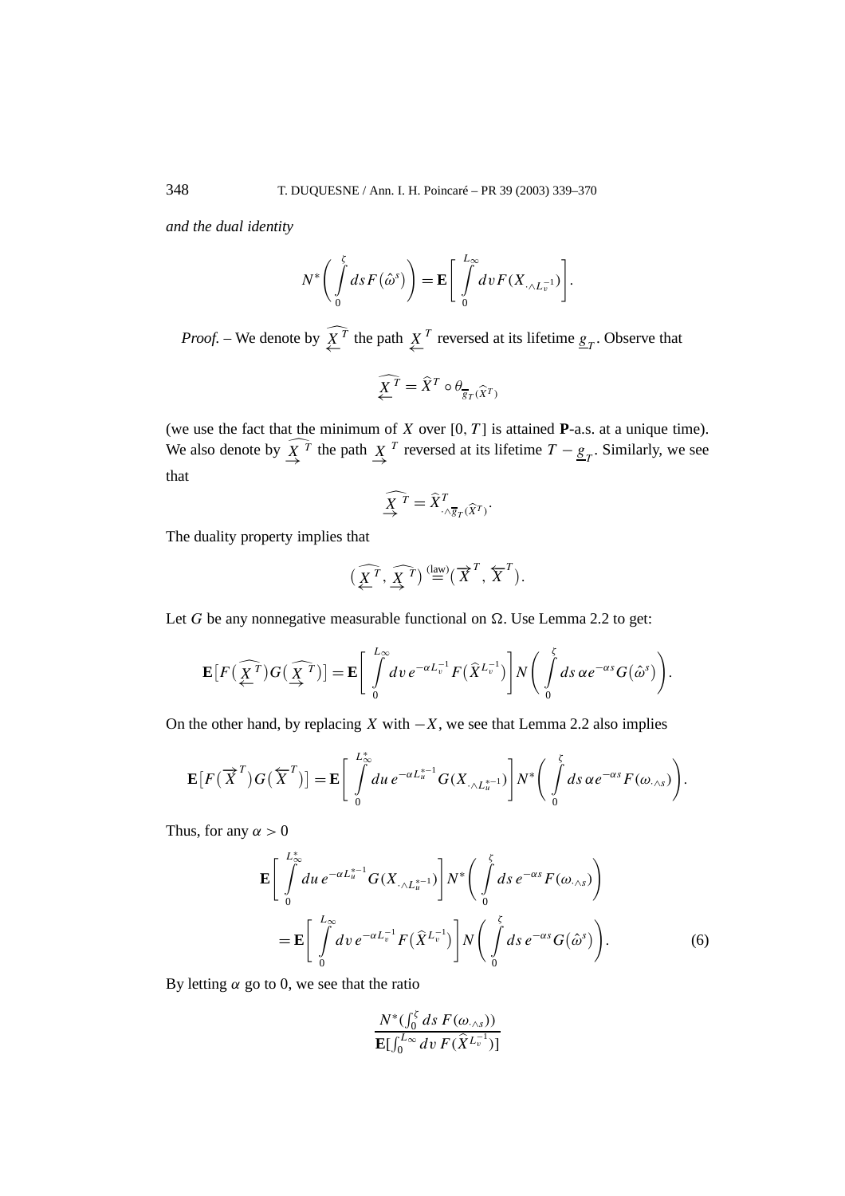*and the dual identity*

$$N^*\left(\int_0^\zeta ds\, F\left(\hat{\omega}^s\right)\right) = \mathbf{E}\left[\int_0^{L_\infty} dv\, F(X_{\cdot\wedge L_v^{-1}})\right].$$

*Proof.* – We denote by $\widehat{\underset{\leftarrow}{X}^T}$ the path $\underset{\leftarrow}{X}^T$ reversed at its lifetime $\underline{g}_T$. Observe that

$$\widehat{\underset{\leftarrow}{X}^T} = \widehat{X}^T \circ \theta_{\underline{g}_T(\widehat{X}^T)}$$

(we use the fact that the minimum of $X$ over $[0,T]$ is attained $\mathbf{P}$-a.s. at a unique time). We also denote by $\widehat{\underset{\rightarrow}{X}^T}$ the path $\underset{\rightarrow}{X}^T$ reversed at its lifetime $T - \underline{g}_T$. Similarly, we see that

$$\widehat{\underset{\rightarrow}{X}^T} = \widehat{X}^T_{\cdot\wedge\overline{g}_T(\widehat{X}^T)}.$$

The duality property implies that

$$\left(\widehat{\underset{\leftarrow}{X}^T}, \widehat{\underset{\rightarrow}{X}^T}\right) \overset{\text{(law)}}{=} \left(\overrightarrow{X}^T, \overleftarrow{X}^T\right).$$

Let $G$ be any nonnegative measurable functional on $\Omega$. Use Lemma 2.2 to get:

$$\mathbf{E}\left[F\left(\widehat{\underset{\leftarrow}{X}^T}\right)G\left(\widehat{\underset{\rightarrow}{X}^T}\right)\right] = \mathbf{E}\left[\int_0^{L_\infty} dv\, e^{-\alpha L_v^{-1}} F\left(\widehat{X}^{L_v^{-1}}\right)\right] N\left(\int_0^\zeta ds\, \alpha e^{-\alpha s} G\left(\hat{\omega}^s\right)\right).$$

On the other hand, by replacing $X$ with $-X$, we see that Lemma 2.2 also implies

$$\mathbf{E}\left[F\left(\overrightarrow{X}^T\right)G\left(\overleftarrow{X}^T\right)\right] = \mathbf{E}\left[\int_0^{L_\infty^*} du\, e^{-\alpha L_u^{*-1}} G(X_{\cdot\wedge L_u^{*-1}})\right] N^*\left(\int_0^\zeta ds\, \alpha e^{-\alpha s} F(\omega_{\cdot\wedge s})\right).$$

Thus, for any $\alpha > 0$

$$\begin{aligned}
&\mathbf{E}\left[\int_0^{L_\infty^*} du\, e^{-\alpha L_u^{*-1}} G(X_{\cdot\wedge L_u^{*-1}})\right] N^*\left(\int_0^\zeta ds\, e^{-\alpha s} F(\omega_{\cdot\wedge s})\right) \\
&\quad = \mathbf{E}\left[\int_0^{L_\infty} dv\, e^{-\alpha L_v^{-1}} F\left(\widehat{X}^{L_v^{-1}}\right)\right] N\left(\int_0^\zeta ds\, e^{-\alpha s} G\left(\hat{\omega}^s\right)\right).
\end{aligned} \tag{6}$$

By letting $\alpha$ go to 0, we see that the ratio

$$\frac{N^*\left(\int_0^\zeta ds\, F(\omega_{\cdot\wedge s})\right)}{\mathbf{E}\left[\int_0^{L_\infty} dv\, F\left(\widehat{X}^{L_v^{-1}}\right)\right]}$$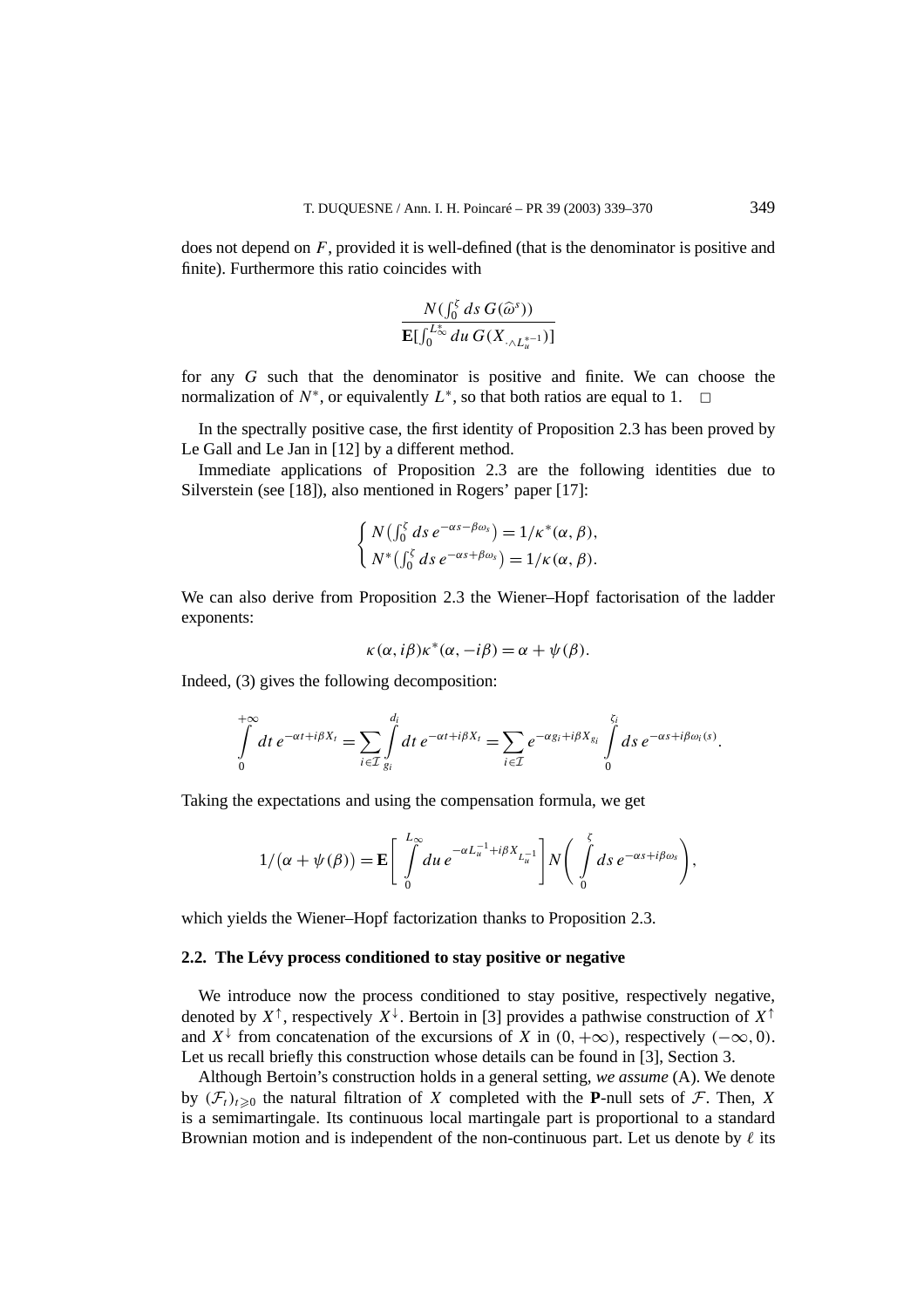does not depend on $F$, provided it is well-defined (that is the denominator is positive and finite). Furthermore this ratio coincides with

$$\frac{N(\int_0^\zeta ds\, G(\widehat{\omega}^s))}{\mathbf{E}[\int_0^{L_\infty^*} du\, G(X_{\cdot \wedge L_u^{*-1}})]}$$

for any $G$ such that the denominator is positive and finite. We can choose the normalization of $N^*$, or equivalently $L^*$, so that both ratios are equal to 1. $\square$

In the spectrally positive case, the first identity of Proposition 2.3 has been proved by Le Gall and Le Jan in [12] by a different method.

Immediate applications of Proposition 2.3 are the following identities due to Silverstein (see [18]), also mentioned in Rogers' paper [17]:

$$\begin{cases} N\left(\int_0^\zeta ds\, e^{-\alpha s - \beta \omega_s}\right) = 1/\kappa^*(\alpha, \beta), \\ N^*\left(\int_0^\zeta ds\, e^{-\alpha s + \beta \omega_s}\right) = 1/\kappa(\alpha, \beta). \end{cases}$$

We can also derive from Proposition 2.3 the Wiener–Hopf factorisation of the ladder exponents:

$$\kappa(\alpha, i\beta)\kappa^*(\alpha, -i\beta) = \alpha + \psi(\beta).$$

Indeed, (3) gives the following decomposition:

$$\int_0^{+\infty} dt\, e^{-\alpha t + i\beta X_t} = \sum_{i \in \mathcal{I}} \int_{g_i}^{d_i} dt\, e^{-\alpha t + i\beta X_t} = \sum_{i \in \mathcal{I}} e^{-\alpha g_i + i\beta X_{g_i}} \int_0^{\zeta_i} ds\, e^{-\alpha s + i\beta \omega_i(s)}.$$

Taking the expectations and using the compensation formula, we get

$$1/\left(\alpha + \psi(\beta)\right) = \mathbf{E}\left[\int_0^{L_\infty} du\, e^{-\alpha L_u^{-1} + i\beta X_{L_u^{-1}}}\right] N\left(\int_0^\zeta ds\, e^{-\alpha s + i\beta \omega_s}\right),$$

which yields the Wiener–Hopf factorization thanks to Proposition 2.3.

### 2.2. The Lévy process conditioned to stay positive or negative

We introduce now the process conditioned to stay positive, respectively negative, denoted by $X^\uparrow$, respectively $X^\downarrow$. Bertoin in [3] provides a pathwise construction of $X^\uparrow$ and $X^\downarrow$ from concatenation of the excursions of $X$ in $(0, +\infty)$, respectively $(-\infty, 0)$. Let us recall briefly this construction whose details can be found in [3], Section 3.

Although Bertoin's construction holds in a general setting, *we assume* (A). We denote by $(\mathcal{F}_t)_{t \geqslant 0}$ the natural filtration of $X$ completed with the $\mathbf{P}$-null sets of $\mathcal{F}$. Then, $X$ is a semimartingale. Its continuous local martingale part is proportional to a standard Brownian motion and is independent of the non-continuous part. Let us denote by $\ell$ its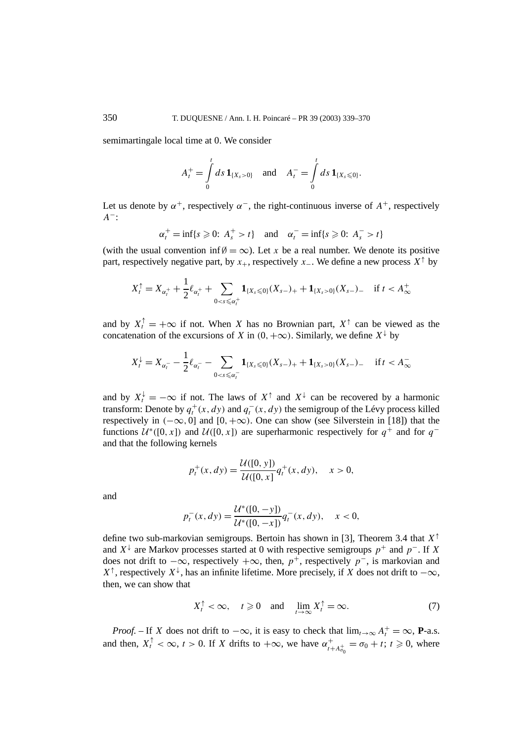semimartingale local time at 0. We consider

$$A_t^+ = \int_0^t ds\, \mathbf{1}_{\{X_s > 0\}} \quad \text{and} \quad A_t^- = \int_0^t ds\, \mathbf{1}_{\{X_s \leqslant 0\}}.$$

Let us denote by $\alpha^+$, respectively $\alpha^-$, the right-continuous inverse of $A^+$, respectively $A^-$:

$$\alpha_t^+ = \inf\{s \geqslant 0\colon\ A_s^+ > t\} \quad \text{and} \quad \alpha_t^- = \inf\{s \geqslant 0\colon\ A_s^- > t\}$$

(with the usual convention $\inf \emptyset = \infty$). Let $x$ be a real number. We denote its positive part, respectively negative part, by $x_+$, respectively $x_-$. We define a new process $X^\uparrow$ by

$$X_t^\uparrow = X_{\alpha_t^+} + \frac{1}{2}\ell_{\alpha_t^+} + \sum_{0 < s \leqslant \alpha_t^+} \mathbf{1}_{\{X_s \leqslant 0\}}(X_{s-})_+ + \mathbf{1}_{\{X_s > 0\}}(X_{s-})_- \quad \text{if } t < A_\infty^+$$

and by $X_t^\uparrow = +\infty$ if not. When $X$ has no Brownian part, $X^\uparrow$ can be viewed as the concatenation of the excursions of $X$ in $(0, +\infty)$. Similarly, we define $X^\downarrow$ by

$$X_t^\downarrow = X_{\alpha_t^-} - \frac{1}{2}\ell_{\alpha_t^-} - \sum_{0 < s \leqslant \alpha_t^-} \mathbf{1}_{\{X_s \leqslant 0\}}(X_{s-})_+ + \mathbf{1}_{\{X_s > 0\}}(X_{s-})_- \quad \text{if } t < A_\infty^-$$

and by $X_t^\downarrow = -\infty$ if not. The laws of $X^\uparrow$ and $X^\downarrow$ can be recovered by a harmonic transform: Denote by $q_t^+(x, dy)$ and $q_t^-(x, dy)$ the semigroup of the Lévy process killed respectively in $(-\infty, 0]$ and $[0, +\infty)$. One can show (see Silverstein in [18]) that the functions $\mathcal{U}^*([0, x])$ and $\mathcal{U}([0, x])$ are superharmonic respectively for $q^+$ and for $q^-$ and that the following kernels

$$p_t^+(x, dy) = \frac{\mathcal{U}([0, y])}{\mathcal{U}([0, x])} q_t^+(x, dy), \quad x > 0,$$

and

$$p_t^-(x, dy) = \frac{\mathcal{U}^*([0, -y])}{\mathcal{U}^*([0, -x])} q_t^-(x, dy), \quad x < 0,$$

define two sub-markovian semigroups. Bertoin has shown in [3], Theorem 3.4 that $X^\uparrow$ and $X^\downarrow$ are Markov processes started at 0 with respective semigroups $p^+$ and $p^-$. If $X$ does not drift to $-\infty$, respectively $+\infty$, then, $p^+$, respectively $p^-$, is markovian and $X^\uparrow$, respectively $X^\downarrow$, has an infinite lifetime. More precisely, if $X$ does not drift to $-\infty$, then, we can show that

$$X_t^\uparrow < \infty, \quad t \geqslant 0 \quad \text{and} \quad \lim_{t \to \infty} X_t^\uparrow = \infty. \tag{7}$$

*Proof.* – If $X$ does not drift to $-\infty$, it is easy to check that $\lim_{t\to\infty} A_t^+ = \infty$, $\mathbf{P}$-a.s. and then, $X_t^\uparrow < \infty$, $t > 0$. If $X$ drifts to $+\infty$, we have $\alpha^+_{t + A^+_{\sigma_0}} = \sigma_0 + t$; $t \geqslant 0$, where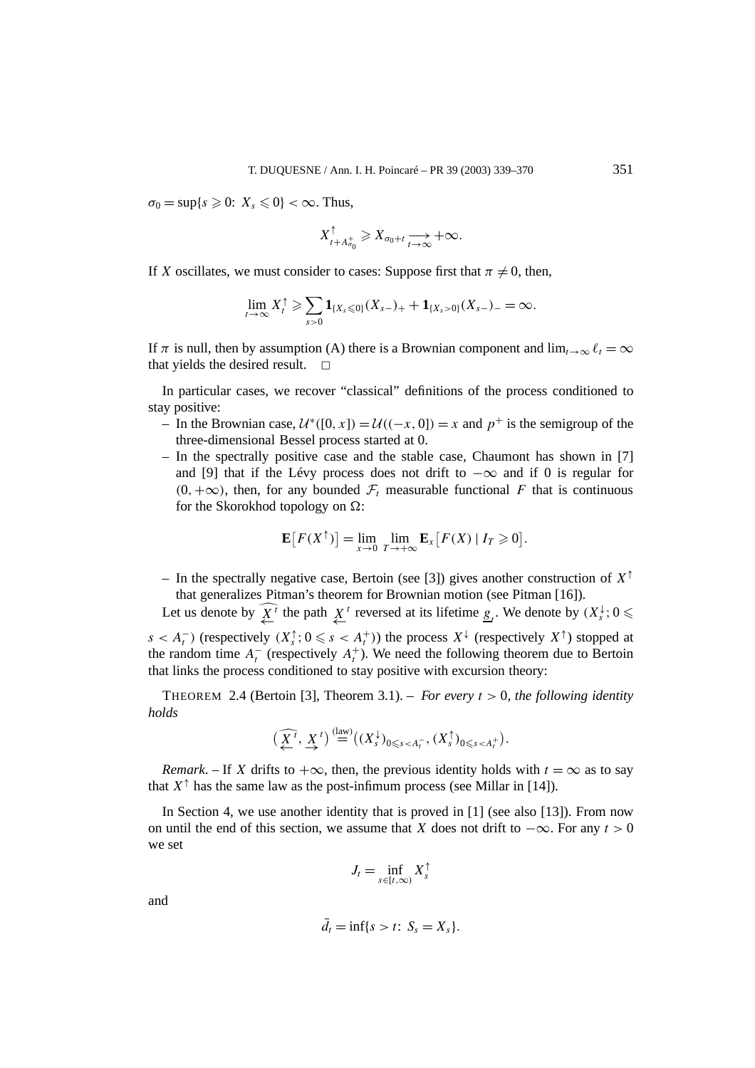$\sigma_0 = \sup\{s \geqslant 0\colon X_s \leqslant 0\} < \infty$. Thus,

$$X^{\uparrow}_{t+A^+_{\sigma_0}} \geqslant X_{\sigma_0+t} \underset{t\to\infty}{\longrightarrow} +\infty.$$

If $X$ oscillates, we must consider to cases: Suppose first that $\pi \neq 0$, then,

$$\lim_{t\to\infty} X^{\uparrow}_t \geqslant \sum_{s>0} \mathbf{1}_{\{X_s \leqslant 0\}}(X_{s-})_+ + \mathbf{1}_{\{X_s>0\}}(X_{s-})_- = \infty.$$

If $\pi$ is null, then by assumption (A) there is a Brownian component and $\lim_{t\to\infty} \ell_t = \infty$ that yields the desired result. $\square$

In particular cases, we recover "classical" definitions of the process conditioned to stay positive:

- In the Brownian case, $\mathcal{U}^*([0,x]) = \mathcal{U}((-x,0]) = x$ and $p^+$ is the semigroup of the three-dimensional Bessel process started at 0.
- In the spectrally positive case and the stable case, Chaumont has shown in [7] and [9] that if the Lévy process does not drift to $-\infty$ and if 0 is regular for $(0,+\infty)$, then, for any bounded $\mathcal{F}_t$ measurable functional $F$ that is continuous for the Skorokhod topology on $\Omega$:

$$\mathbf{E}\big[F(X^{\uparrow})\big] = \lim_{x\to 0} \lim_{T\to+\infty} \mathbf{E}_x\big[F(X) \mid I_T \geqslant 0\big].$$

- In the spectrally negative case, Bertoin (see [3]) gives another construction of $X^{\uparrow}$ that generalizes Pitman's theorem for Brownian motion (see Pitman [16]).

Let us denote by $\widehat{\underleftarrow{X}^t}$ the path $\underleftarrow{X}^t$ reversed at its lifetime $\underline{g}_t$. We denote by $(X^{\downarrow}_s; 0 \leqslant s < A^-_t)$ (respectively $(X^{\uparrow}_s; 0 \leqslant s < A^+_t)$) the process $X^{\downarrow}$ (respectively $X^{\uparrow}$) stopped at the random time $A^-_t$ (respectively $A^+_t$). We need the following theorem due to Bertoin that links the process conditioned to stay positive with excursion theory:

THEOREM 2.4 (Bertoin [3], Theorem 3.1). – *For every $t > 0$, the following identity holds*

$$\big(\widehat{\underleftarrow{X}^t}, \underrightarrow{X}^t\big) \overset{(\text{law})}{=} \big((X^{\downarrow}_s)_{0\leqslant s<A^-_t}, (X^{\uparrow}_s)_{0\leqslant s<A^+_t}\big).$$

*Remark.* – If $X$ drifts to $+\infty$, then, the previous identity holds with $t = \infty$ as to say that $X^{\uparrow}$ has the same law as the post-infimum process (see Millar in [14]).

In Section 4, we use another identity that is proved in [1] (see also [13]). From now on until the end of this section, we assume that $X$ does not drift to $-\infty$. For any $t > 0$ we set

$$J_t = \inf_{s\in[t,\infty)} X^{\uparrow}_s$$

and

$$\bar{d}_t = \inf\{s > t\colon S_s = X_s\}.$$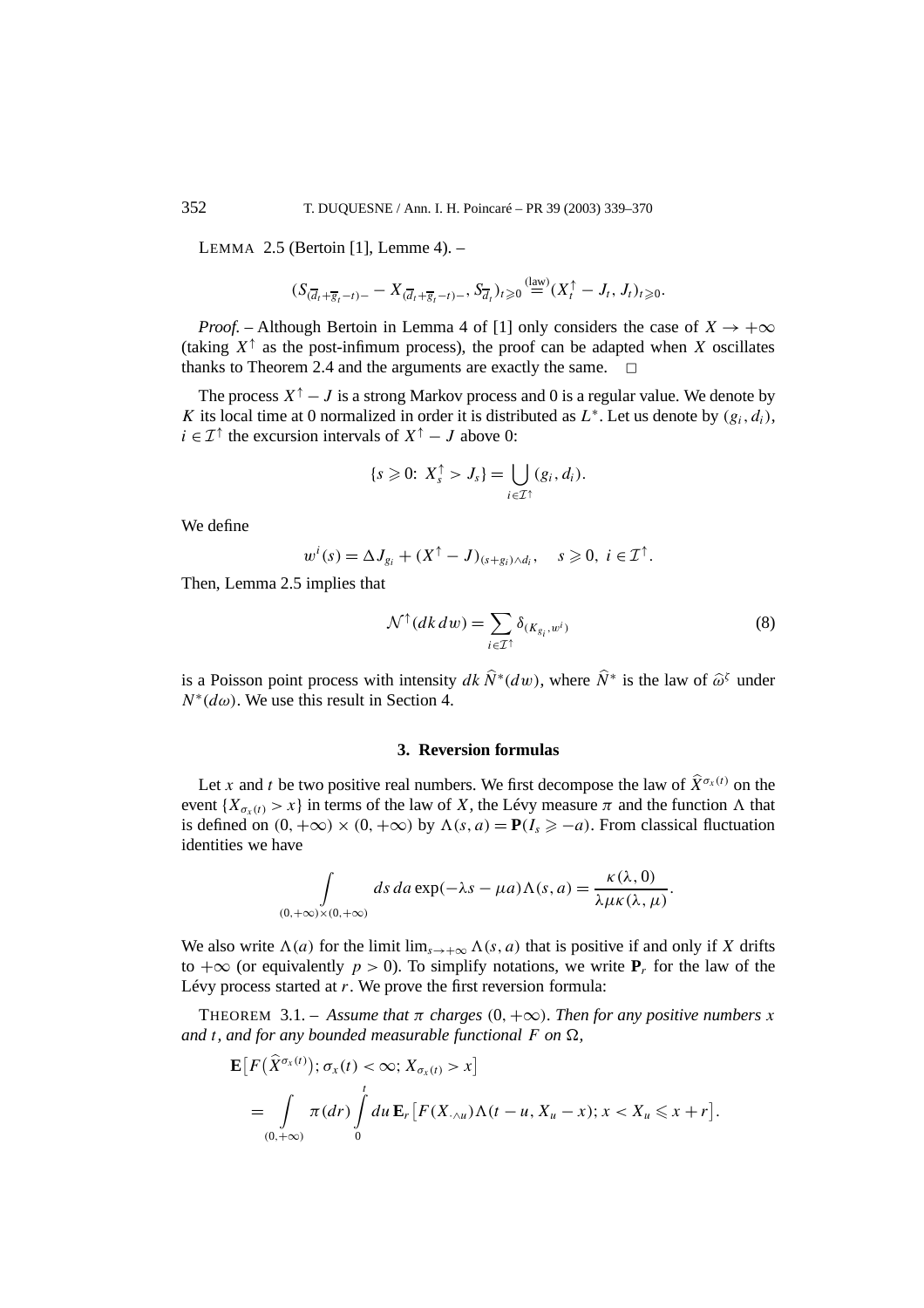LEMMA 2.5 (Bertoin [1], Lemme 4). –

$$(S_{(\overline{d}_t+\overline{g}_t-t)-}-X_{(\overline{d}_t+\overline{g}_t-t)-},S_{\overline{d}_t})_{t\geqslant 0}\overset{\text{(law)}}{=}(X^{\uparrow}_t-J_t,J_t)_{t\geqslant 0}.$$

*Proof.* – Although Bertoin in Lemma 4 of [1] only considers the case of $X\to+\infty$ (taking $X^{\uparrow}$ as the post-infimum process), the proof can be adapted when $X$ oscillates thanks to Theorem 2.4 and the arguments are exactly the same. □

The process $X^{\uparrow}-J$ is a strong Markov process and 0 is a regular value. We denote by $K$ its local time at 0 normalized in order it is distributed as $L^*$. Let us denote by $(g_i,d_i)$, $i\in\mathcal{I}^{\uparrow}$ the excursion intervals of $X^{\uparrow}-J$ above 0:

$$\{s\geqslant 0:\ X^{\uparrow}_s>J_s\}=\bigcup_{i\in\mathcal{I}^{\uparrow}}(g_i,d_i).$$

We define

$$w^i(s)=\Delta J_{g_i}+(X^{\uparrow}-J)_{(s+g_i)\wedge d_i},\quad s\geqslant 0,\ i\in\mathcal{I}^{\uparrow}.$$

Then, Lemma 2.5 implies that

$$\mathcal{N}^{\uparrow}(dk\,dw)=\sum_{i\in\mathcal{I}^{\uparrow}}\delta_{(K_{g_i},w^i)}\tag{8}$$

is a Poisson point process with intensity $dk\,\widehat{N}^*(dw)$, where $\widehat{N}^*$ is the law of $\widehat{\omega}^{\zeta}$ under $N^*(d\omega)$. We use this result in Section 4.

## 3. Reversion formulas

Let $x$ and $t$ be two positive real numbers. We first decompose the law of $\widehat{X}^{\sigma_x(t)}$ on the event $\{X_{\sigma_x(t)}>x\}$ in terms of the law of $X$, the Lévy measure $\pi$ and the function $\Lambda$ that is defined on $(0,+\infty)\times(0,+\infty)$ by $\Lambda(s,a)=\mathbf{P}(I_s\geqslant -a)$. From classical fluctuation identities we have

$$\int_{(0,+\infty)\times(0,+\infty)}ds\,da\exp(-\lambda s-\mu a)\Lambda(s,a)=\frac{\kappa(\lambda,0)}{\lambda\mu\kappa(\lambda,\mu)}.$$

We also write $\Lambda(a)$ for the limit $\lim_{s\to+\infty}\Lambda(s,a)$ that is positive if and only if $X$ drifts to $+\infty$ (or equivalently $p>0$). To simplify notations, we write $\mathbf{P}_r$ for the law of the Lévy process started at $r$. We prove the first reversion formula:

THEOREM 3.1. – *Assume that $\pi$ charges $(0,+\infty)$. Then for any positive numbers $x$ and $t$, and for any bounded measurable functional $F$ on $\Omega$,*

$$\begin{aligned}
&\mathbf{E}\big[F\big(\widehat{X}^{\sigma_x(t)}\big);\sigma_x(t)<\infty;X_{\sigma_x(t)}>x\big]\\
&\quad=\int_{(0,+\infty)}\pi(dr)\int_0^t du\,\mathbf{E}_r\big[F(X_{\cdot\wedge u})\Lambda(t-u,X_u-x);x<X_u\leqslant x+r\big].
\end{aligned}$$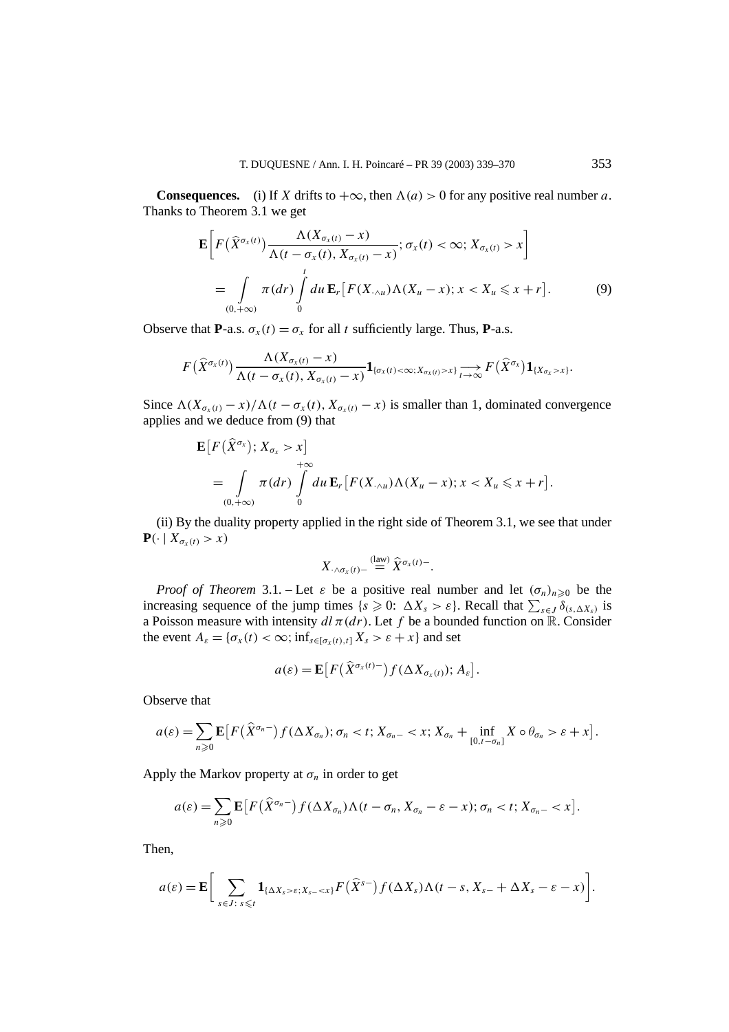**Consequences.** (i) If $X$ drifts to $+\infty$, then $\Lambda(a) > 0$ for any positive real number $a$. Thanks to Theorem 3.1 we get

$$\mathbf{E}\left[F\big(\widehat{X}^{\sigma_x(t)}\big)\frac{\Lambda(X_{\sigma_x(t)}-x)}{\Lambda(t-\sigma_x(t), X_{\sigma_x(t)}-x)}; \sigma_x(t)<\infty; X_{\sigma_x(t)}>x\right]$$
$$= \int_{(0,+\infty)} \pi(dr) \int_0^t du\, \mathbf{E}_r\big[F(X_{\cdot\wedge u})\Lambda(X_u - x); x < X_u \leqslant x+r\big]. \tag{9}$$

Observe that $\mathbf{P}$-a.s. $\sigma_x(t) = \sigma_x$ for all $t$ sufficiently large. Thus, $\mathbf{P}$-a.s.

$$F\big(\widehat{X}^{\sigma_x(t)}\big)\frac{\Lambda(X_{\sigma_x(t)}-x)}{\Lambda(t-\sigma_x(t), X_{\sigma_x(t)}-x)}\mathbf{1}_{\{\sigma_x(t)<\infty; X_{\sigma_x(t)}>x\}} \underset{t\to\infty}{\longrightarrow} F\big(\widehat{X}^{\sigma_x}\big)\mathbf{1}_{\{X_{\sigma_x}>x\}}.$$

Since $\Lambda(X_{\sigma_x(t)}-x)/\Lambda(t-\sigma_x(t), X_{\sigma_x(t)}-x)$ is smaller than 1, dominated convergence applies and we deduce from (9) that

$$\mathbf{E}\big[F\big(\widehat{X}^{\sigma_x}\big); X_{\sigma_x}>x\big]$$
$$= \int_{(0,+\infty)} \pi(dr) \int_0^{+\infty} du\, \mathbf{E}_r\big[F(X_{\cdot\wedge u})\Lambda(X_u - x); x < X_u \leqslant x+r\big].$$

(ii) By the duality property applied in the right side of Theorem 3.1, we see that under $\mathbf{P}(\cdot \mid X_{\sigma_x(t)} > x)$

$$X_{\cdot\wedge\sigma_x(t)-} \overset{(\text{law})}{=} \widehat{X}^{\sigma_x(t)-}.$$

*Proof of Theorem* 3.1. – Let $\varepsilon$ be a positive real number and let $(\sigma_n)_{n\geqslant 0}$ be the increasing sequence of the jump times $\{s \geqslant 0\colon \Delta X_s > \varepsilon\}$. Recall that $\sum_{s\in J}\delta_{(s,\Delta X_s)}$ is a Poisson measure with intensity $dl\,\pi(dr)$. Let $f$ be a bounded function on $\mathbb{R}$. Consider the event $A_\varepsilon = \{\sigma_x(t)<\infty; \inf_{s\in[\sigma_x(t),t]} X_s > \varepsilon + x\}$ and set

$$a(\varepsilon) = \mathbf{E}\big[F\big(\widehat{X}^{\sigma_x(t)-}\big)f(\Delta X_{\sigma_x(t)}); A_\varepsilon\big].$$

Observe that

$$a(\varepsilon) = \sum_{n\geqslant 0}\mathbf{E}\big[F\big(\widehat{X}^{\sigma_n-}\big)f(\Delta X_{\sigma_n}); \sigma_n<t; X_{\sigma_n-}<x; X_{\sigma_n} + \inf_{[0,t-\sigma_n]} X\circ\theta_{\sigma_n} > \varepsilon + x\big].$$

Apply the Markov property at $\sigma_n$ in order to get

$$a(\varepsilon) = \sum_{n\geqslant 0}\mathbf{E}\big[F\big(\widehat{X}^{\sigma_n-}\big)f(\Delta X_{\sigma_n})\Lambda(t-\sigma_n, X_{\sigma_n}-\varepsilon-x); \sigma_n<t; X_{\sigma_n-}<x\big].$$

Then,

$$a(\varepsilon) = \mathbf{E}\left[\sum_{s\in J\colon s\leqslant t}\mathbf{1}_{\{\Delta X_s>\varepsilon; X_{s-}<x\}}F\big(\widehat{X}^{s-}\big)f(\Delta X_s)\Lambda(t-s, X_{s-}+\Delta X_s-\varepsilon-x)\right].$$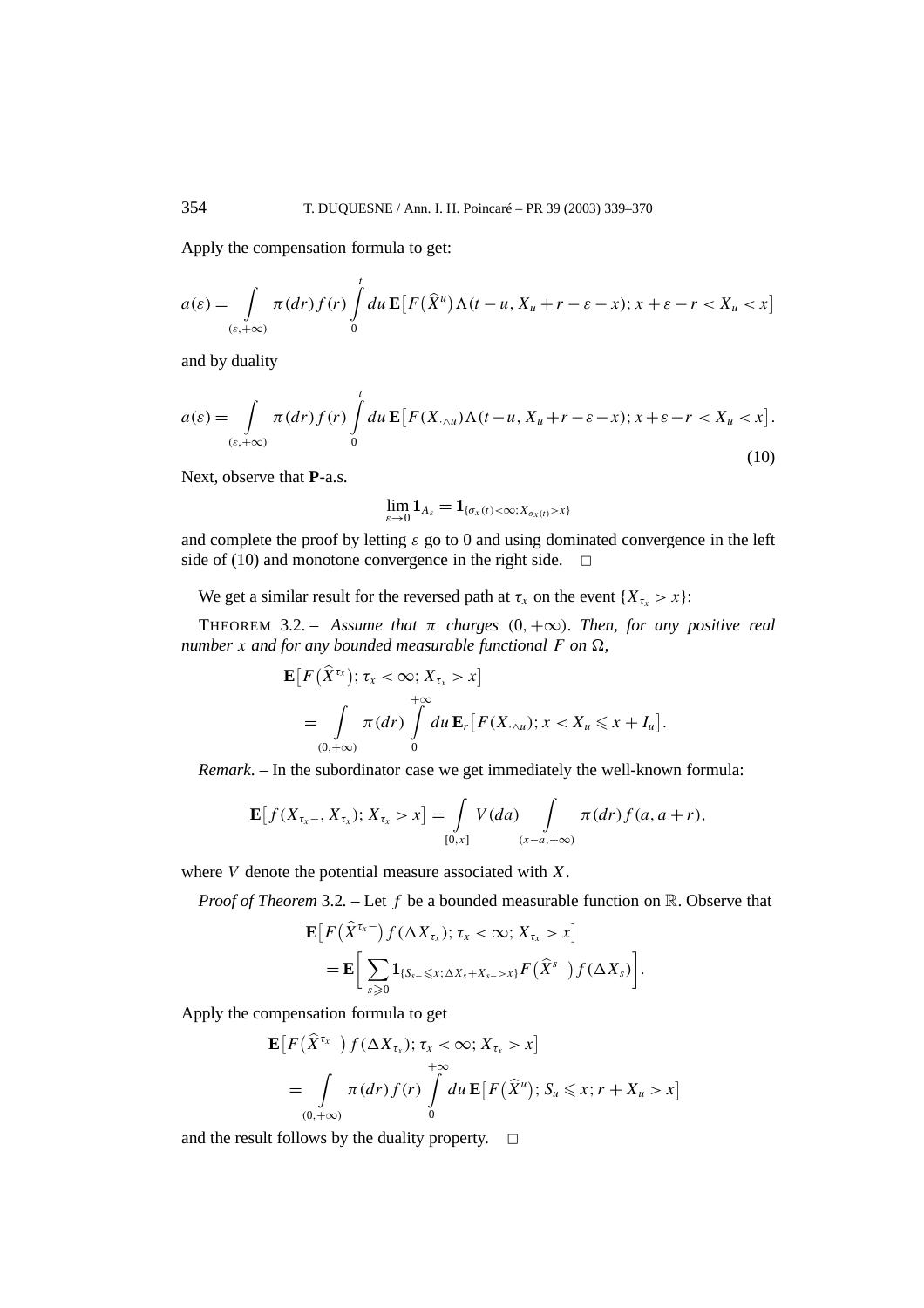Apply the compensation formula to get:

$$a(\varepsilon) = \int_{(\varepsilon,+\infty)} \pi(dr) f(r) \int_0^t du\, \mathbf{E}\big[F\big(\widehat{X}^u\big)\Lambda(t-u, X_u + r - \varepsilon - x); x + \varepsilon - r < X_u < x\big]$$

and by duality

$$a(\varepsilon) = \int_{(\varepsilon,+\infty)} \pi(dr) f(r) \int_0^t du\, \mathbf{E}\big[F(X_{\cdot\wedge u})\Lambda(t-u, X_u + r - \varepsilon - x); x + \varepsilon - r < X_u < x\big]. \tag{10}$$

Next, observe that $\mathbf{P}$-a.s.

$$\lim_{\varepsilon\to 0} \mathbf{1}_{A_\varepsilon} = \mathbf{1}_{\{\sigma_x(t)<\infty;\, X_{\sigma_x(t)}>x\}}$$

and complete the proof by letting $\varepsilon$ go to 0 and using dominated convergence in the left side of (10) and monotone convergence in the right side. $\square$

We get a similar result for the reversed path at $\tau_x$ on the event $\{X_{\tau_x} > x\}$:

THEOREM 3.2. – *Assume that $\pi$ charges $(0,+\infty)$. Then, for any positive real number $x$ and for any bounded measurable functional $F$ on $\Omega$,*

$$\begin{aligned}
&\mathbf{E}\big[F\big(\widehat{X}^{\tau_x}\big); \tau_x < \infty; X_{\tau_x} > x\big] \\
&\quad = \int_{(0,+\infty)} \pi(dr) \int_0^{+\infty} du\, \mathbf{E}_r\big[F(X_{\cdot\wedge u}); x < X_u \leqslant x + I_u\big].
\end{aligned}$$

*Remark.* – In the subordinator case we get immediately the well-known formula:

$$\mathbf{E}\big[f(X_{\tau_x -}, X_{\tau_x}); X_{\tau_x} > x\big] = \int_{[0,x]} V(da) \int_{(x-a,+\infty)} \pi(dr) f(a, a+r),$$

where $V$ denote the potential measure associated with $X$.

*Proof of Theorem* 3.2. – Let $f$ be a bounded measurable function on $\mathbb{R}$. Observe that

$$\begin{aligned}
&\mathbf{E}\big[F\big(\widehat{X}^{\tau_x -}\big) f(\Delta X_{\tau_x}); \tau_x < \infty; X_{\tau_x} > x\big] \\
&\quad = \mathbf{E}\bigg[\sum_{s\geqslant 0} \mathbf{1}_{\{S_{s-}\leqslant x;\, \Delta X_s + X_{s-} > x\}} F\big(\widehat{X}^{s-}\big) f(\Delta X_s)\bigg].
\end{aligned}$$

Apply the compensation formula to get

$$\begin{aligned}
&\mathbf{E}\big[F\big(\widehat{X}^{\tau_x -}\big) f(\Delta X_{\tau_x}); \tau_x < \infty; X_{\tau_x} > x\big] \\
&\quad = \int_{(0,+\infty)} \pi(dr) f(r) \int_0^{+\infty} du\, \mathbf{E}\big[F\big(\widehat{X}^u\big); S_u \leqslant x; r + X_u > x\big]
\end{aligned}$$

and the result follows by the duality property. $\square$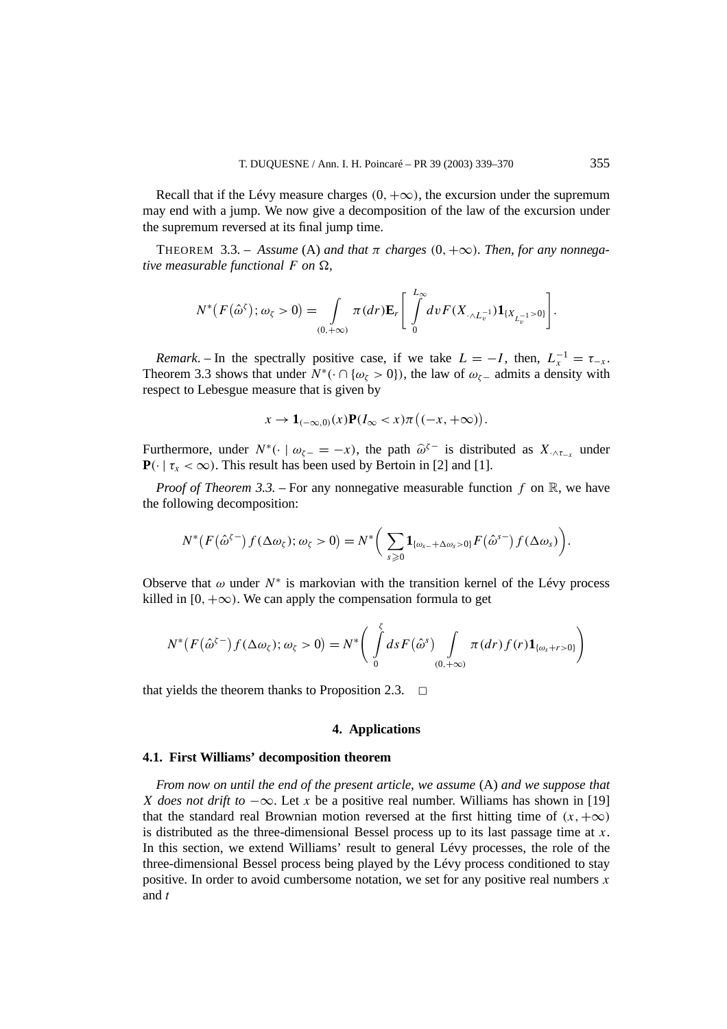Recall that if the Lévy measure charges $(0,+\infty)$, the excursion under the supremum may end with a jump. We now give a decomposition of the law of the excursion under the supremum reversed at its final jump time.

THEOREM 3.3. – *Assume* (A) *and that* $\pi$ *charges* $(0,+\infty)$. *Then, for any nonnegative measurable functional* $F$ *on* $\Omega$,

$$N^*\big(F(\hat{\omega}^{\zeta});\omega_\zeta>0\big)=\int_{(0,+\infty)}\pi(dr)\mathbf{E}_r\left[\int_0^{L_\infty}dv\,F(X_{\cdot\wedge L_v^{-1}})\mathbf{1}_{\{X_{L_v^{-1}}>0\}}\right].$$

*Remark*. – In the spectrally positive case, if we take $L=-I$, then, $L_x^{-1}=\tau_{-x}$. Theorem 3.3 shows that under $N^*(\cdot\cap\{\omega_\zeta>0\})$, the law of $\omega_{\zeta-}$ admits a density with respect to Lebesgue measure that is given by

$$x\to\mathbf{1}_{(-\infty,0)}(x)\mathbf{P}(I_\infty<x)\pi\big((-x,+\infty)\big).$$

Furthermore, under $N^*(\cdot\mid\omega_{\zeta-}=-x)$, the path $\widehat{\omega}^{\zeta-}$ is distributed as $X_{\cdot\wedge\tau_{-x}}$ under $\mathbf{P}(\cdot\mid\tau_x<\infty)$. This result has been used by Bertoin in [2] and [1].

*Proof of Theorem 3.3.* – For any nonnegative measurable function $f$ on $\mathbb{R}$, we have the following decomposition:

$$N^*\big(F(\hat{\omega}^{\zeta-})f(\Delta\omega_\zeta);\omega_\zeta>0\big)=N^*\bigg(\sum_{s\geqslant 0}\mathbf{1}_{\{\omega_{s-}+\Delta\omega_s>0\}}F\big(\hat{\omega}^{s-}\big)f(\Delta\omega_s)\bigg).$$

Observe that $\omega$ under $N^*$ is markovian with the transition kernel of the Lévy process killed in $[0,+\infty)$. We can apply the compensation formula to get

$$N^*\big(F(\hat{\omega}^{\zeta-})f(\Delta\omega_\zeta);\omega_\zeta>0\big)=N^*\bigg(\int_0^{\zeta}ds\,F\big(\hat{\omega}^{s}\big)\int_{(0,+\infty)}\pi(dr)f(r)\mathbf{1}_{\{\omega_s+r>0\}}\bigg)$$

that yields the theorem thanks to Proposition 2.3. $\Box$

## 4. Applications

### 4.1. First Williams' decomposition theorem

*From now on until the end of the present article, we assume* (A) *and we suppose that* $X$ *does not drift to* $-\infty$. Let $x$ be a positive real number. Williams has shown in [19] that the standard real Brownian motion reversed at the first hitting time of $(x,+\infty)$ is distributed as the three-dimensional Bessel process up to its last passage time at $x$. In this section, we extend Williams' result to general Lévy processes, the role of the three-dimensional Bessel process being played by the Lévy process conditioned to stay positive. In order to avoid cumbersome notation, we set for any positive real numbers $x$ and $t$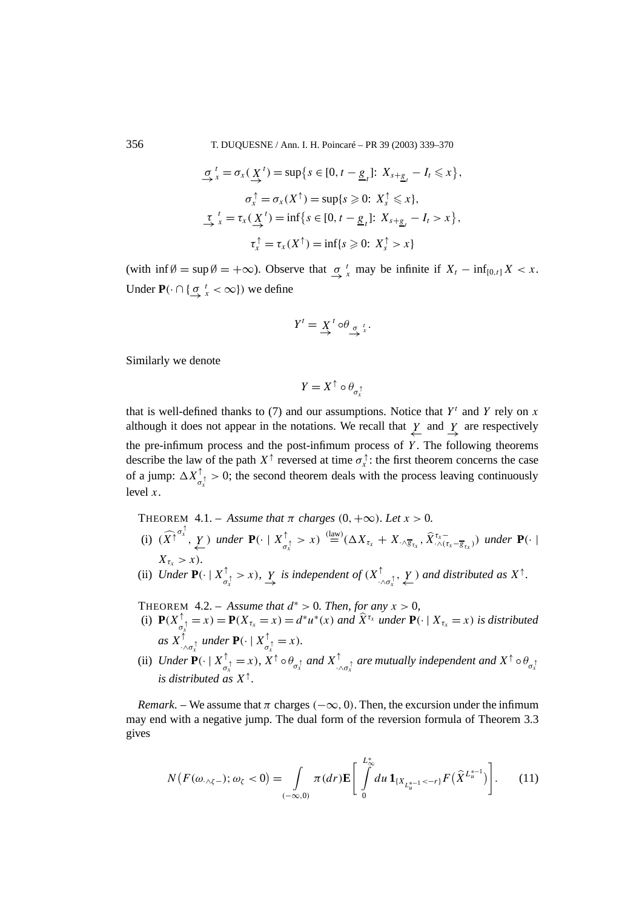$$\underset{\rightarrow}{\sigma}{}^{t}_{x} = \sigma_x(\underset{\rightarrow}{X}{}^{t}) = \sup\{s \in [0, t - \underline{g}_t]:\ X_{s+\underline{g}_t} - I_t \leqslant x\},$$

$$\sigma^{\uparrow}_x = \sigma_x(X^{\uparrow}) = \sup\{s \geqslant 0:\ X^{\uparrow}_s \leqslant x\},$$

$$\underset{\rightarrow}{\tau}{}^{t}_{x} = \tau_x(\underset{\rightarrow}{X}{}^{t}) = \inf\{s \in [0, t - \underline{g}_t]:\ X_{s+\underline{g}_t} - I_t > x\},$$

$$\tau^{\uparrow}_x = \tau_x(X^{\uparrow}) = \inf\{s \geqslant 0:\ X^{\uparrow}_s > x\}$$

(with $\inf\emptyset = \sup\emptyset = +\infty$). Observe that $\underset{\rightarrow}{\sigma}{}^{t}_{x}$ may be infinite if $X_t - \inf_{[0,t]} X < x$. Under $\mathbf{P}(\cdot \cap \{\underset{\rightarrow}{\sigma}{}^{t}_{x} < \infty\})$ we define

$$Y^t = \underset{\rightarrow}{X}{}^{t} \circ \theta_{\underset{\rightarrow}{\sigma}{}^{t}_{x}}.$$

Similarly we denote

$$Y = X^{\uparrow} \circ \theta_{\sigma^{\uparrow}_x}$$

that is well-defined thanks to (7) and our assumptions. Notice that $Y^t$ and $Y$ rely on $x$ although it does not appear in the notations. We recall that $\underset{\leftarrow}{Y}$ and $\underset{\rightarrow}{Y}$ are respectively the pre-infimum process and the post-infimum process of $Y$. The following theorems describe the law of the path $X^{\uparrow}$ reversed at time $\sigma^{\uparrow}_x$: the first theorem concerns the case of a jump: $\Delta X^{\uparrow}_{\sigma^{\uparrow}_x} > 0$; the second theorem deals with the process leaving continuously level $x$.

THEOREM 4.1. – *Assume that $\pi$ charges $(0, +\infty)$. Let $x > 0$.*

(i) $(\widehat{X^{\uparrow}}{}^{\sigma^{\uparrow}_x}, \underset{\leftarrow}{Y})$ *under* $\mathbf{P}(\cdot \mid X^{\uparrow}_{\sigma^{\uparrow}_x} > x) \overset{\text{(law)}}{=} (\Delta X_{\tau_x} + X_{\cdot\wedge\overline{g}_{\tau_x}}, \widehat{X}^{\tau_x -}_{\cdot\wedge(\tau_x - \overline{g}_{\tau_x})})$ *under* $\mathbf{P}(\cdot \mid X_{\tau_x} > x)$.

(ii) *Under* $\mathbf{P}(\cdot \mid X^{\uparrow}_{\sigma^{\uparrow}_x} > x)$, $\underset{\rightarrow}{Y}$ *is independent of* $(X^{\uparrow}_{\cdot\wedge\sigma^{\uparrow}_x}, \underset{\leftarrow}{Y})$ *and distributed as* $X^{\uparrow}$.

THEOREM 4.2. – *Assume that $d^* > 0$. Then, for any $x > 0$,*

(i) $\mathbf{P}(X^{\uparrow}_{\sigma^{\uparrow}_x} = x) = \mathbf{P}(X_{\tau_x} = x) = d^* u^*(x)$ *and* $\widehat{X}^{\tau_x}$ *under* $\mathbf{P}(\cdot \mid X_{\tau_x} = x)$ *is distributed as* $X^{\uparrow}_{\cdot\wedge\sigma^{\uparrow}_x}$ *under* $\mathbf{P}(\cdot \mid X^{\uparrow}_{\sigma^{\uparrow}_x} = x)$.

(ii) *Under* $\mathbf{P}(\cdot \mid X^{\uparrow}_{\sigma^{\uparrow}_x} = x)$, $X^{\uparrow} \circ \theta_{\sigma^{\uparrow}_x}$ *and* $X^{\uparrow}_{\cdot\wedge\sigma^{\uparrow}_x}$ *are mutually independent and* $X^{\uparrow} \circ \theta_{\sigma^{\uparrow}_x}$ *is distributed as* $X^{\uparrow}$.

*Remark*. – We assume that $\pi$ charges $(-\infty, 0)$. Then, the excursion under the infimum may end with a negative jump. The dual form of the reversion formula of Theorem 3.3 gives

$$N\big(F(\omega_{\cdot\wedge\zeta-}); \omega_\zeta < 0\big) = \int_{(-\infty,0)} \pi(dr)\,\mathbf{E}\left[\int_0^{L^*_\infty} du\, \mathbf{1}_{\{X_{L^{*-1}_u} < -r\}} F\big(\widehat{X}^{L^{*-1}_u}\big)\right]. \qquad (11)$$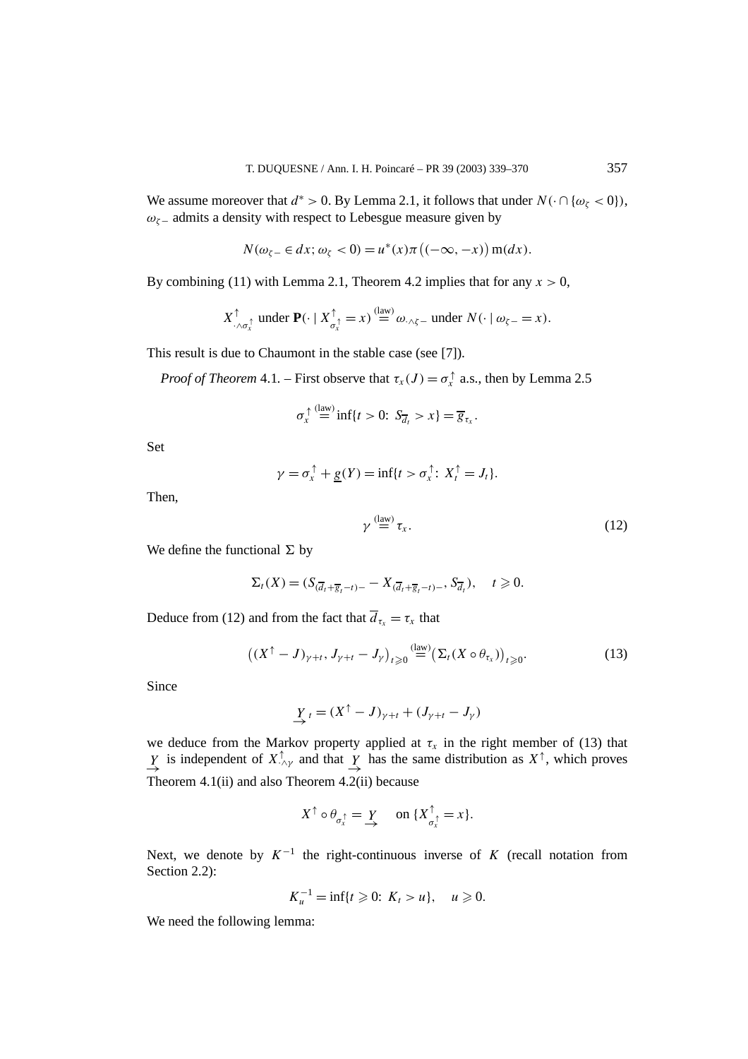We assume moreover that $d^* > 0$. By Lemma 2.1, it follows that under $N(\cdot \cap \{\omega_\zeta < 0\})$, $\omega_{\zeta-}$ admits a density with respect to Lebesgue measure given by

$$N(\omega_{\zeta-} \in dx; \omega_\zeta < 0) = u^*(x)\pi\big((-\infty, -x)\big)\,\mathrm{m}(dx).$$

By combining (11) with Lemma 2.1, Theorem 4.2 implies that for any $x > 0$,

$$X^{\uparrow}_{\cdot \wedge \sigma_x^{\uparrow}} \text{ under } \mathbf{P}(\cdot \mid X^{\uparrow}_{\sigma_x^{\uparrow}} = x) \overset{\text{(law)}}{=} \omega_{\cdot \wedge \zeta-} \text{ under } N(\cdot \mid \omega_{\zeta-} = x).$$

This result is due to Chaumont in the stable case (see [7]).

*Proof of Theorem* 4.1. – First observe that $\tau_x(J) = \sigma_x^{\uparrow}$ a.s., then by Lemma 2.5

$$\sigma_x^{\uparrow} \overset{\text{(law)}}{=} \inf\{t > 0\colon\ S_{\overline{d}_t} > x\} = \overline{g}_{\tau_x}.$$

Set

$$\gamma = \sigma_x^{\uparrow} + \underline{g}(Y) = \inf\{t > \sigma_x^{\uparrow}\colon\ X_t^{\uparrow} = J_t\}.$$

Then,

$$\gamma \overset{\text{(law)}}{=} \tau_x. \tag{12}$$

We define the functional $\Sigma$ by

$$\Sigma_t(X) = (S_{(\overline{d}_t + \overline{g}_t - t)-} - X_{(\overline{d}_t + \overline{g}_t - t)-}, S_{\overline{d}_t}), \quad t \geqslant 0.$$

Deduce from (12) and from the fact that $\overline{d}_{\tau_x} = \tau_x$ that

$$\big((X^{\uparrow} - J)_{\gamma+t}, J_{\gamma+t} - J_\gamma\big)_{t \geqslant 0} \overset{\text{(law)}}{=} \big(\Sigma_t(X \circ \theta_{\tau_x})\big)_{t \geqslant 0}. \tag{13}$$

Since

$$\underset{\rightarrow}{Y}_t = (X^{\uparrow} - J)_{\gamma+t} + (J_{\gamma+t} - J_\gamma)$$

we deduce from the Markov property applied at $\tau_x$ in the right member of (13) that $\underset{\rightarrow}{Y}$ is independent of $X^{\uparrow}_{\cdot\wedge\gamma}$ and that $\underset{\rightarrow}{Y}$ has the same distribution as $X^{\uparrow}$, which proves Theorem 4.1(ii) and also Theorem 4.2(ii) because

$$X^{\uparrow} \circ \theta_{\sigma_x^{\uparrow}} = \underset{\rightarrow}{Y} \quad \text{ on } \{X^{\uparrow}_{\sigma_x^{\uparrow}} = x\}.$$

Next, we denote by $K^{-1}$ the right-continuous inverse of $K$ (recall notation from Section 2.2):

$$K_u^{-1} = \inf\{t \geqslant 0\colon\ K_t > u\}, \quad u \geqslant 0.$$

We need the following lemma: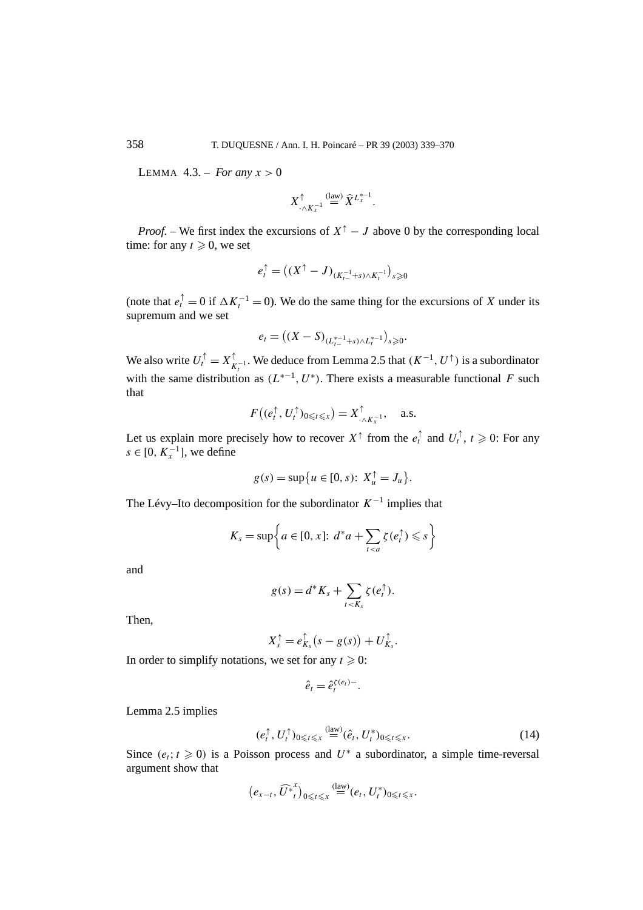LEMMA 4.3. – *For any $x > 0$*

$$X^{\uparrow}_{\cdot \wedge K_x^{-1}} \overset{\text{(law)}}{=} \widehat{X}^{L_x^{*-1}}.$$

*Proof.* – We first index the excursions of $X^{\uparrow} - J$ above 0 by the corresponding local time: for any $t \geqslant 0$, we set

$$e_t^{\uparrow} = \big((X^{\uparrow} - J)_{(K_{t-}^{-1}+s)\wedge K_t^{-1}}\big)_{s \geqslant 0}$$

(note that $e_t^{\uparrow} = 0$ if $\Delta K_t^{-1} = 0$). We do the same thing for the excursions of $X$ under its supremum and we set

$$e_t = \big((X - S)_{(L_{t-}^{*-1}+s)\wedge L_t^{*-1}}\big)_{s \geqslant 0}.$$

We also write $U_t^{\uparrow} = X^{\uparrow}_{K_t^{-1}}$. We deduce from Lemma 2.5 that $(K^{-1}, U^{\uparrow})$ is a subordinator with the same distribution as $(L^{*-1}, U^*)$. There exists a measurable functional $F$ such that

$$F\big((e_t^{\uparrow}, U_t^{\uparrow})_{0 \leqslant t \leqslant x}\big) = X^{\uparrow}_{\cdot \wedge K_x^{-1}}, \quad \text{a.s.}$$

Let us explain more precisely how to recover $X^{\uparrow}$ from the $e_t^{\uparrow}$ and $U_t^{\uparrow}$, $t \geqslant 0$: For any $s \in [0, K_x^{-1}]$, we define

$$g(s) = \sup\big\{u \in [0, s){:}\ X_u^{\uparrow} = J_u\big\}.$$

The Lévy–Ito decomposition for the subordinator $K^{-1}$ implies that

$$K_s = \sup\bigg\{a \in [0, x]{:}\ d^* a + \sum_{t < a} \zeta(e_t^{\uparrow}) \leqslant s\bigg\}$$

and

$$g(s) = d^* K_s + \sum_{t < K_s} \zeta(e_t^{\uparrow}).$$

Then,

$$X_s^{\uparrow} = e_{K_s}^{\uparrow}\big(s - g(s)\big) + U_{K_s}^{\uparrow}.$$

In order to simplify notations, we set for any $t \geqslant 0$:

$$\hat{e}_t = \hat{e}_t^{\zeta(e_t)-}.$$

Lemma 2.5 implies

$$(e_t^{\uparrow}, U_t^{\uparrow})_{0 \leqslant t \leqslant x} \overset{\text{(law)}}{=} (\hat{e}_t, U_t^*)_{0 \leqslant t \leqslant x}. \tag{14}$$

Since $(e_t; t \geqslant 0)$ is a Poisson process and $U^*$ a subordinator, a simple time-reversal argument show that

$$\big(e_{x-t}, \widehat{U^*}_t^{x}\big)_{0 \leqslant t \leqslant x} \overset{\text{(law)}}{=} (e_t, U_t^*)_{0 \leqslant t \leqslant x}.$$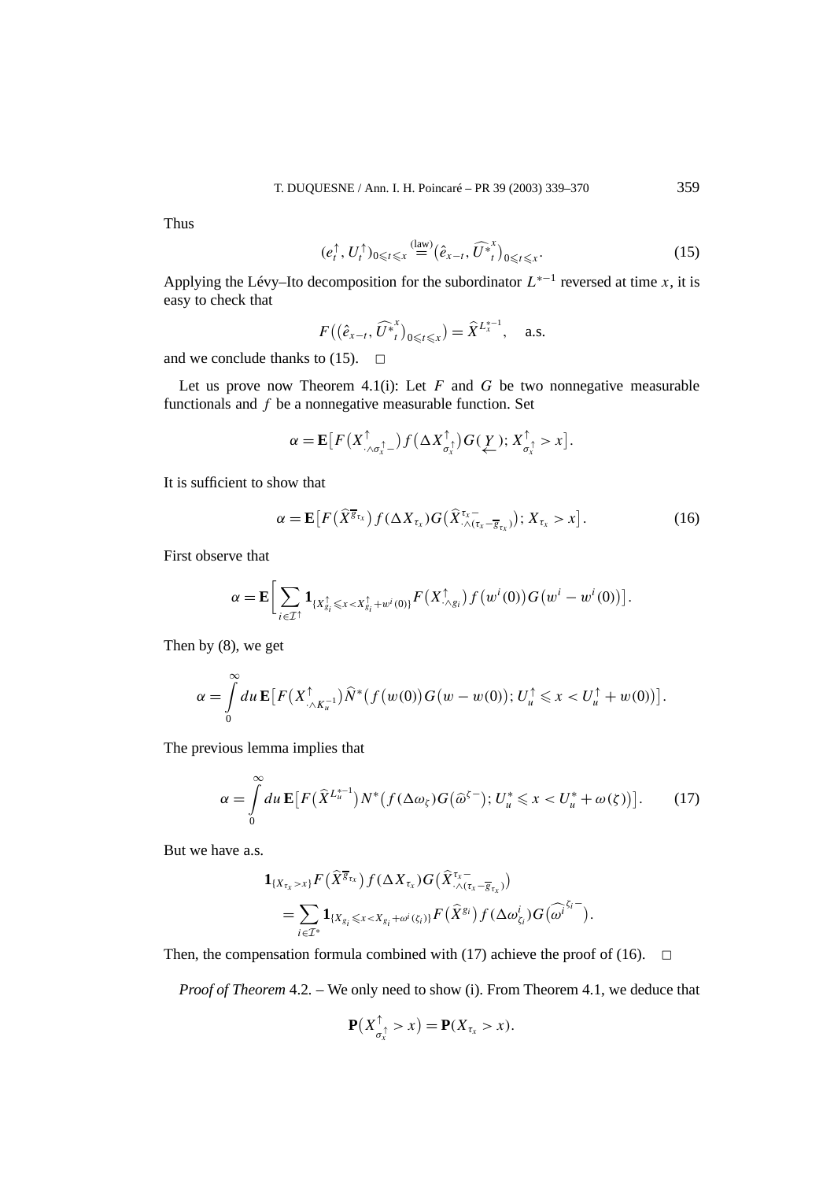Thus

$$(e^{\uparrow}_t, U^{\uparrow}_t)_{0\leqslant t\leqslant x} \overset{\text{(law)}}{=} \big(\hat{e}_{x-t}, \widehat{U^*}^{x}_{t}\big)_{0\leqslant t\leqslant x}. \tag{15}$$

Applying the Lévy–Ito decomposition for the subordinator $L^{*-1}$ reversed at time $x$, it is easy to check that

$$F\big(\big(\hat{e}_{x-t}, \widehat{U^*}^{x}_{t}\big)_{0\leqslant t\leqslant x}\big) = \widehat{X}^{L^{*-1}_x}, \quad \text{a.s.}$$

and we conclude thanks to (15). $\square$

Let us prove now Theorem 4.1(i): Let $F$ and $G$ be two nonnegative measurable functionals and $f$ be a nonnegative measurable function. Set

$$\alpha = \mathbf{E}\big[F\big(X^{\uparrow}_{\cdot\wedge\sigma^{\uparrow}_x-}\big) f\big(\Delta X^{\uparrow}_{\sigma^{\uparrow}_x}\big) G\big(\underset{\leftarrow}{Y}\big); X^{\uparrow}_{\sigma^{\uparrow}_x} > x\big].$$

It is sufficient to show that

$$\alpha = \mathbf{E}\big[F\big(\widehat{X}^{\overline{g}_{\tau_x}}\big) f(\Delta X_{\tau_x}) G\big(\widehat{X}^{\tau_x-}_{\cdot\wedge(\tau_x-\overline{g}_{\tau_x})}\big); X_{\tau_x} > x\big]. \tag{16}$$

First observe that

$$\alpha = \mathbf{E}\Big[\sum_{i\in\mathcal{I}^{\uparrow}} \mathbf{1}_{\{X^{\uparrow}_{g_i}\leqslant x< X^{\uparrow}_{g_i}+w^i(0)\}} F\big(X^{\uparrow}_{\cdot\wedge g_i}\big) f\big(w^i(0)\big) G\big(w^i - w^i(0)\big)\Big].$$

Then by (8), we get

$$\alpha = \int_0^{\infty} du\, \mathbf{E}\big[F\big(X^{\uparrow}_{\cdot\wedge K^{-1}_u}\big) \widehat{N}^*\big(f\big(w(0)\big) G\big(w - w(0)\big); U^{\uparrow}_u \leqslant x < U^{\uparrow}_u + w(0)\big)\big].$$

The previous lemma implies that

$$\alpha = \int_0^{\infty} du\, \mathbf{E}\big[F\big(\widehat{X}^{L^{*-1}_u}\big) N^*\big(f(\Delta\omega_\zeta) G\big(\widehat{\omega}^{\zeta-}\big); U^*_u \leqslant x < U^*_u + \omega(\zeta)\big)\big]. \tag{17}$$

But we have a.s.

$$\begin{aligned}
&\mathbf{1}_{\{X_{\tau_x}>x\}} F\big(\widehat{X}^{\overline{g}_{\tau_x}}\big) f(\Delta X_{\tau_x}) G\big(\widehat{X}^{\tau_x-}_{\cdot\wedge(\tau_x-\overline{g}_{\tau_x})}\big) \\
&\quad = \sum_{i\in\mathcal{I}^*} \mathbf{1}_{\{X_{g_i}\leqslant x< X_{g_i}+\omega^i(\zeta_i)\}} F\big(\widehat{X}^{g_i}\big) f\big(\Delta\omega^i_{\zeta_i}\big) G\big(\widehat{\omega^i}^{\zeta_i-}\big).
\end{aligned}$$

Then, the compensation formula combined with (17) achieve the proof of (16). $\square$

*Proof of Theorem* 4.2. – We only need to show (i). From Theorem 4.1, we deduce that

$$\mathbf{P}\big(X^{\uparrow}_{\sigma^{\uparrow}_x} > x\big) = \mathbf{P}(X_{\tau_x} > x).$$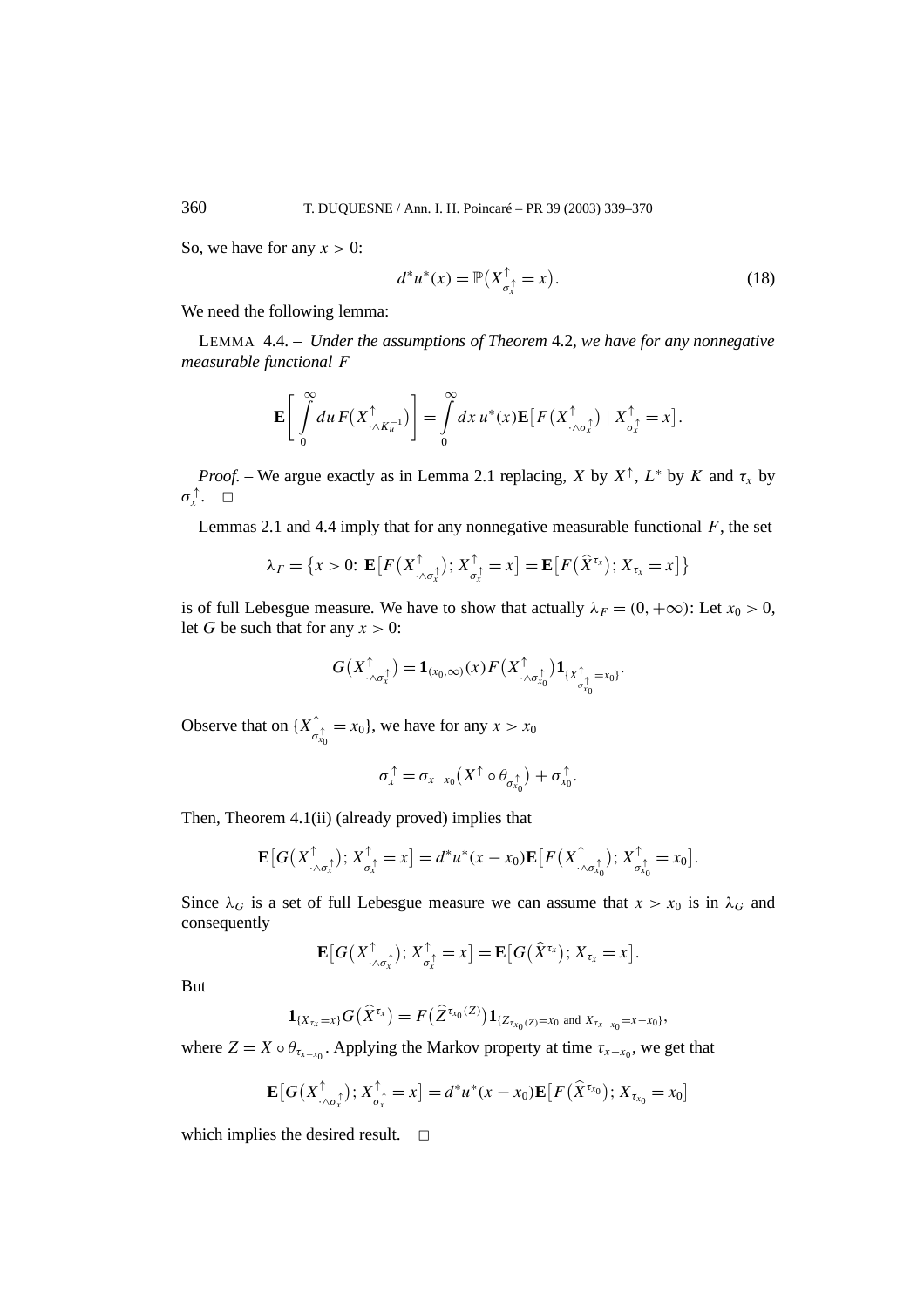So, we have for any $x > 0$:

$$d^* u^*(x) = \mathbb{P}\big(X^{\uparrow}_{\sigma^{\uparrow}_x} = x\big). \tag{18}$$

We need the following lemma:

LEMMA 4.4. – *Under the assumptions of Theorem* 4.2*, we have for any nonnegative measurable functional* $F$

$$\mathbf{E}\left[\int_0^\infty du\, F\big(X^{\uparrow}_{\cdot\wedge K_u^{-1}}\big)\right] = \int_0^\infty dx\, u^*(x)\mathbf{E}\big[F\big(X^{\uparrow}_{\cdot\wedge\sigma^{\uparrow}_x}\big) \mid X^{\uparrow}_{\sigma^{\uparrow}_x} = x\big].$$

*Proof.* – We argue exactly as in Lemma 2.1 replacing, $X$ by $X^{\uparrow}$, $L^*$ by $K$ and $\tau_x$ by $\sigma^{\uparrow}_x$. $\square$

Lemmas 2.1 and 4.4 imply that for any nonnegative measurable functional $F$, the set

$$\lambda_F = \big\{x > 0\colon\ \mathbf{E}\big[F\big(X^{\uparrow}_{\cdot\wedge\sigma^{\uparrow}_x}\big);\, X^{\uparrow}_{\sigma^{\uparrow}_x} = x\big] = \mathbf{E}\big[F\big(\widehat{X}^{\tau_x}\big);\, X_{\tau_x} = x\big]\big\}$$

is of full Lebesgue measure. We have to show that actually $\lambda_F = (0, +\infty)$: Let $x_0 > 0$, let $G$ be such that for any $x > 0$:

$$G\big(X^{\uparrow}_{\cdot\wedge\sigma^{\uparrow}_x}\big) = \mathbf{1}_{(x_0,\infty)}(x) F\big(X^{\uparrow}_{\cdot\wedge\sigma^{\uparrow}_{x_0}}\big)\mathbf{1}_{\{X^{\uparrow}_{\sigma^{\uparrow}_{x_0}} = x_0\}}.$$

Observe that on $\{X^{\uparrow}_{\sigma^{\uparrow}_{x_0}} = x_0\}$, we have for any $x > x_0$

$$\sigma^{\uparrow}_x = \sigma_{x-x_0}\big(X^{\uparrow}\circ\theta_{\sigma^{\uparrow}_{x_0}}\big) + \sigma^{\uparrow}_{x_0}.$$

Then, Theorem 4.1(ii) (already proved) implies that

$$\mathbf{E}\big[G\big(X^{\uparrow}_{\cdot\wedge\sigma^{\uparrow}_x}\big);\, X^{\uparrow}_{\sigma^{\uparrow}_x} = x\big] = d^* u^*(x - x_0)\mathbf{E}\big[F\big(X^{\uparrow}_{\cdot\wedge\sigma^{\uparrow}_{x_0}}\big);\, X^{\uparrow}_{\sigma^{\uparrow}_{x_0}} = x_0\big].$$

Since $\lambda_G$ is a set of full Lebesgue measure we can assume that $x > x_0$ is in $\lambda_G$ and consequently

$$\mathbf{E}\big[G\big(X^{\uparrow}_{\cdot\wedge\sigma^{\uparrow}_x}\big);\, X^{\uparrow}_{\sigma^{\uparrow}_x} = x\big] = \mathbf{E}\big[G\big(\widehat{X}^{\tau_x}\big);\, X_{\tau_x} = x\big].$$

But

$$\mathbf{1}_{\{X_{\tau_x} = x\}} G\big(\widehat{X}^{\tau_x}\big) = F\big(\widehat{Z}^{\tau_{x_0}(Z)}\big)\mathbf{1}_{\{Z_{\tau_{x_0}(Z)} = x_0 \text{ and } X_{\tau_{x-x_0}} = x - x_0\}},$$

where $Z = X\circ\theta_{\tau_{x-x_0}}$. Applying the Markov property at time $\tau_{x-x_0}$, we get that

$$\mathbf{E}\big[G\big(X^{\uparrow}_{\cdot\wedge\sigma^{\uparrow}_x}\big);\, X^{\uparrow}_{\sigma^{\uparrow}_x} = x\big] = d^* u^*(x - x_0)\mathbf{E}\big[F\big(\widehat{X}^{\tau_{x_0}}\big);\, X_{\tau_{x_0}} = x_0\big]$$

which implies the desired result. $\square$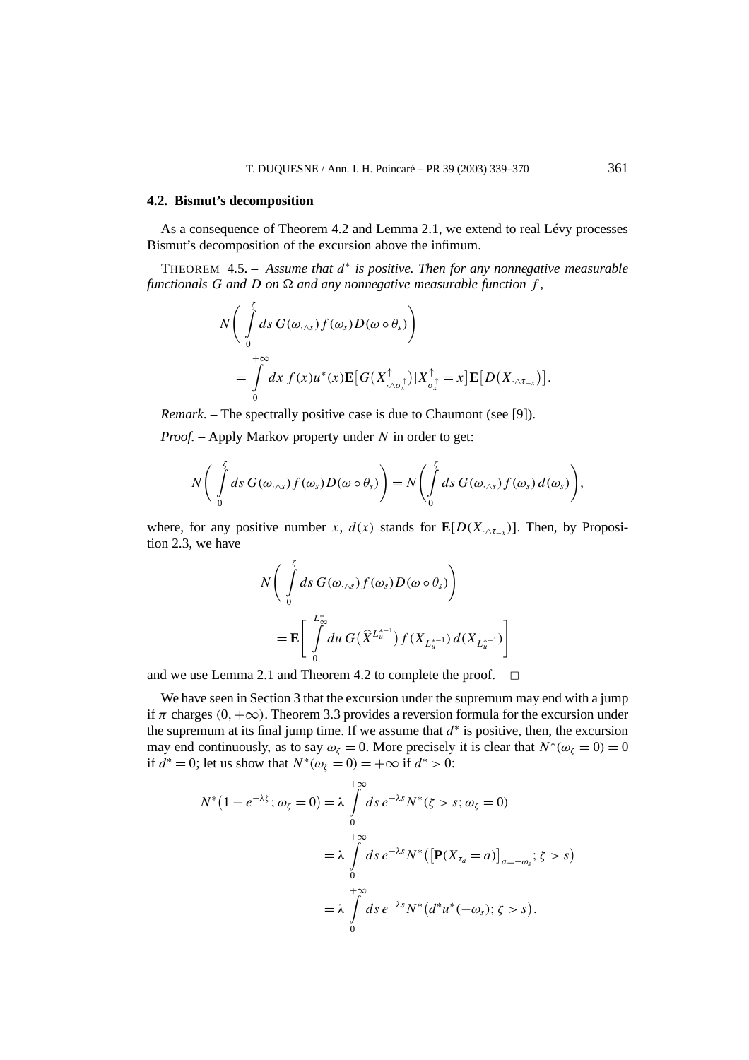### 4.2. Bismut's decomposition

As a consequence of Theorem 4.2 and Lemma 2.1, we extend to real Lévy processes Bismut's decomposition of the excursion above the infimum.

THEOREM 4.5. – *Assume that $d^*$ is positive. Then for any nonnegative measurable functionals $G$ and $D$ on $\Omega$ and any nonnegative measurable function $f$,*

$$N\left(\int_0^{\zeta} ds\, G(\omega_{\cdot\wedge s}) f(\omega_s) D(\omega\circ\theta_s)\right) = \int_0^{+\infty} dx\, f(x) u^*(x) \mathbf{E}\big[G\big(X^{\uparrow}_{\cdot\wedge\sigma_x^{\uparrow}}\big) \,|\, X^{\uparrow}_{\sigma_x^{\uparrow}} = x\big] \mathbf{E}\big[D\big(X_{\cdot\wedge\tau_{-x}}\big)\big].$$

*Remark*. – The spectrally positive case is due to Chaumont (see [9]).

*Proof.* – Apply Markov property under $N$ in order to get:

$$N\left(\int_0^{\zeta} ds\, G(\omega_{\cdot\wedge s}) f(\omega_s) D(\omega\circ\theta_s)\right) = N\left(\int_0^{\zeta} ds\, G(\omega_{\cdot\wedge s}) f(\omega_s)\, d(\omega_s)\right),$$

where, for any positive number $x$, $d(x)$ stands for $\mathbf{E}[D(X_{\cdot\wedge\tau_{-x}})]$. Then, by Proposition 2.3, we have

$$N\left(\int_0^{\zeta} ds\, G(\omega_{\cdot\wedge s}) f(\omega_s) D(\omega\circ\theta_s)\right) = \mathbf{E}\left[\int_0^{L^*_{\infty}} du\, G\big(\widehat{X}^{L_u^{*-1}}\big) f(X_{L_u^{*-1}})\, d(X_{L_u^{*-1}})\right]$$

and we use Lemma 2.1 and Theorem 4.2 to complete the proof. $\square$

We have seen in Section 3 that the excursion under the supremum may end with a jump if $\pi$ charges $(0,+\infty)$. Theorem 3.3 provides a reversion formula for the excursion under the supremum at its final jump time. If we assume that $d^*$ is positive, then, the excursion may end continuously, as to say $\omega_\zeta = 0$. More precisely it is clear that $N^*(\omega_\zeta = 0) = 0$ if $d^* = 0$; let us show that $N^*(\omega_\zeta = 0) = +\infty$ if $d^* > 0$:

$$\begin{aligned}
N^*\big(1-e^{-\lambda\zeta}; \omega_\zeta = 0\big) &= \lambda \int_0^{+\infty} ds\, e^{-\lambda s} N^*(\zeta > s; \omega_\zeta = 0) \\
&= \lambda \int_0^{+\infty} ds\, e^{-\lambda s} N^*\big(\big[\mathbf{P}(X_{\tau_a} = a)\big]_{a=-\omega_s}; \zeta > s\big) \\
&= \lambda \int_0^{+\infty} ds\, e^{-\lambda s} N^*\big(d^* u^*(-\omega_s); \zeta > s\big).
\end{aligned}$$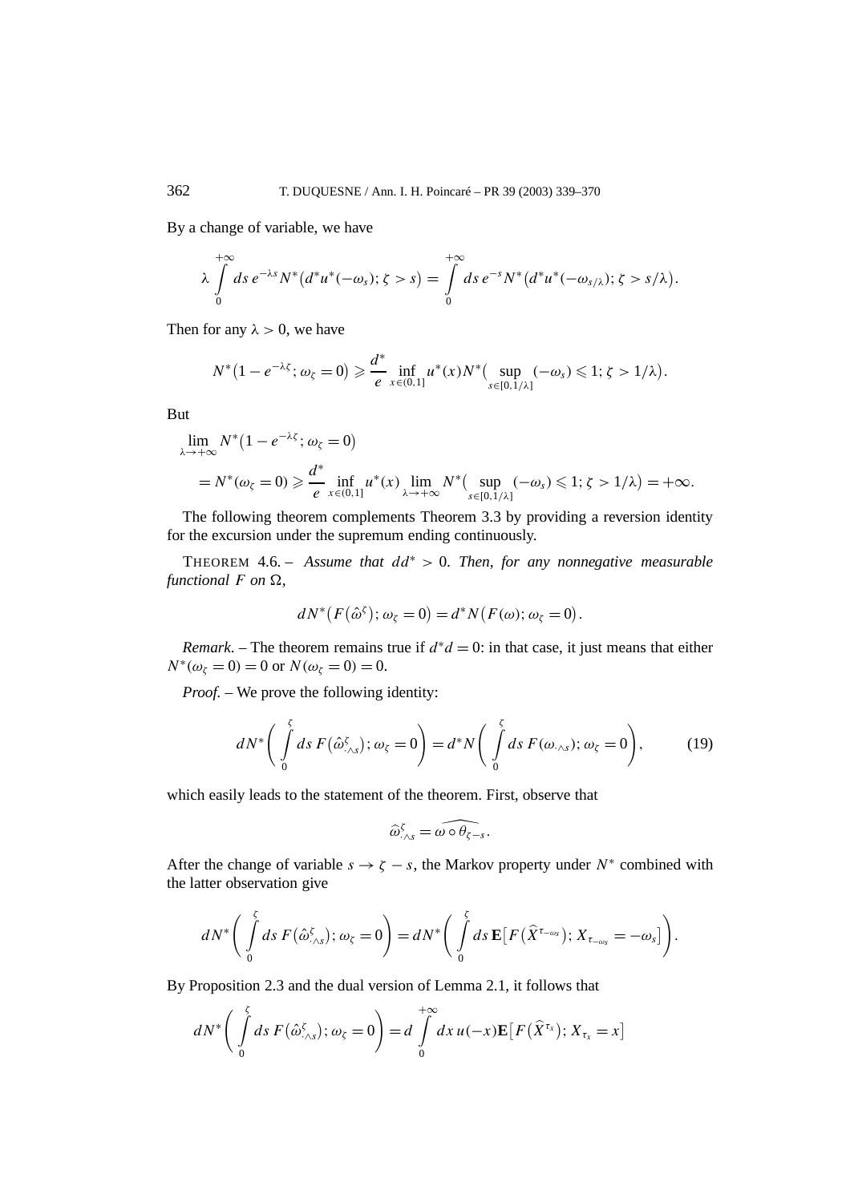By a change of variable, we have

$$\lambda \int_0^{+\infty} ds\, e^{-\lambda s} N^*\big(d^* u^*(-\omega_s);\, \zeta > s\big) = \int_0^{+\infty} ds\, e^{-s} N^*\big(d^* u^*(-\omega_{s/\lambda});\, \zeta > s/\lambda\big).$$

Then for any $\lambda > 0$, we have

$$N^*\big(1 - e^{-\lambda\zeta};\, \omega_\zeta = 0\big) \geqslant \frac{d^*}{e} \inf_{x\in(0,1]} u^*(x) N^*\big(\sup_{s\in[0,1/\lambda]} (-\omega_s) \leqslant 1;\, \zeta > 1/\lambda\big).$$

But

$$\begin{aligned}
&\lim_{\lambda\to+\infty} N^*\big(1 - e^{-\lambda\zeta};\, \omega_\zeta = 0\big) \\
&\quad = N^*(\omega_\zeta = 0) \geqslant \frac{d^*}{e} \inf_{x\in(0,1]} u^*(x) \lim_{\lambda\to+\infty} N^*\big(\sup_{s\in[0,1/\lambda]} (-\omega_s) \leqslant 1;\, \zeta > 1/\lambda\big) = +\infty.
\end{aligned}$$

The following theorem complements Theorem 3.3 by providing a reversion identity for the excursion under the supremum ending continuously.

THEOREM 4.6. – *Assume that $dd^* > 0$. Then, for any nonnegative measurable functional $F$ on $\Omega$,*

$$dN^*\big(F(\hat{\omega}^\zeta);\, \omega_\zeta = 0\big) = d^* N\big(F(\omega);\, \omega_\zeta = 0\big).$$

*Remark*. – The theorem remains true if $d^*d = 0$: in that case, it just means that either $N^*(\omega_\zeta = 0) = 0$ or $N(\omega_\zeta = 0) = 0$.

*Proof.* – We prove the following identity:

$$dN^*\left(\int_0^\zeta ds\, F\big(\hat{\omega}^\zeta_{\cdot\wedge s}\big);\, \omega_\zeta = 0\right) = d^* N\left(\int_0^\zeta ds\, F(\omega_{\cdot\wedge s});\, \omega_\zeta = 0\right), \tag{19}$$

which easily leads to the statement of the theorem. First, observe that

$$\widehat{\omega}^\zeta_{\cdot\wedge s} = \widehat{\omega\circ\theta_{\zeta-s}}.$$

After the change of variable $s \to \zeta - s$, the Markov property under $N^*$ combined with the latter observation give

$$dN^*\left(\int_0^\zeta ds\, F\big(\hat{\omega}^\zeta_{\cdot\wedge s}\big);\, \omega_\zeta = 0\right) = dN^*\left(\int_0^\zeta ds\, \mathbf{E}\big[F\big(\widehat{X}^{\tau_{-\omega_s}}\big);\, X_{\tau_{-\omega_s}} = -\omega_s\big]\right).$$

By Proposition 2.3 and the dual version of Lemma 2.1, it follows that

$$dN^*\left(\int_0^\zeta ds\, F\big(\hat{\omega}^\zeta_{\cdot\wedge s}\big);\, \omega_\zeta = 0\right) = d\int_0^{+\infty} dx\, u(-x)\mathbf{E}\big[F\big(\widehat{X}^{\tau_x}\big);\, X_{\tau_x} = x\big]$$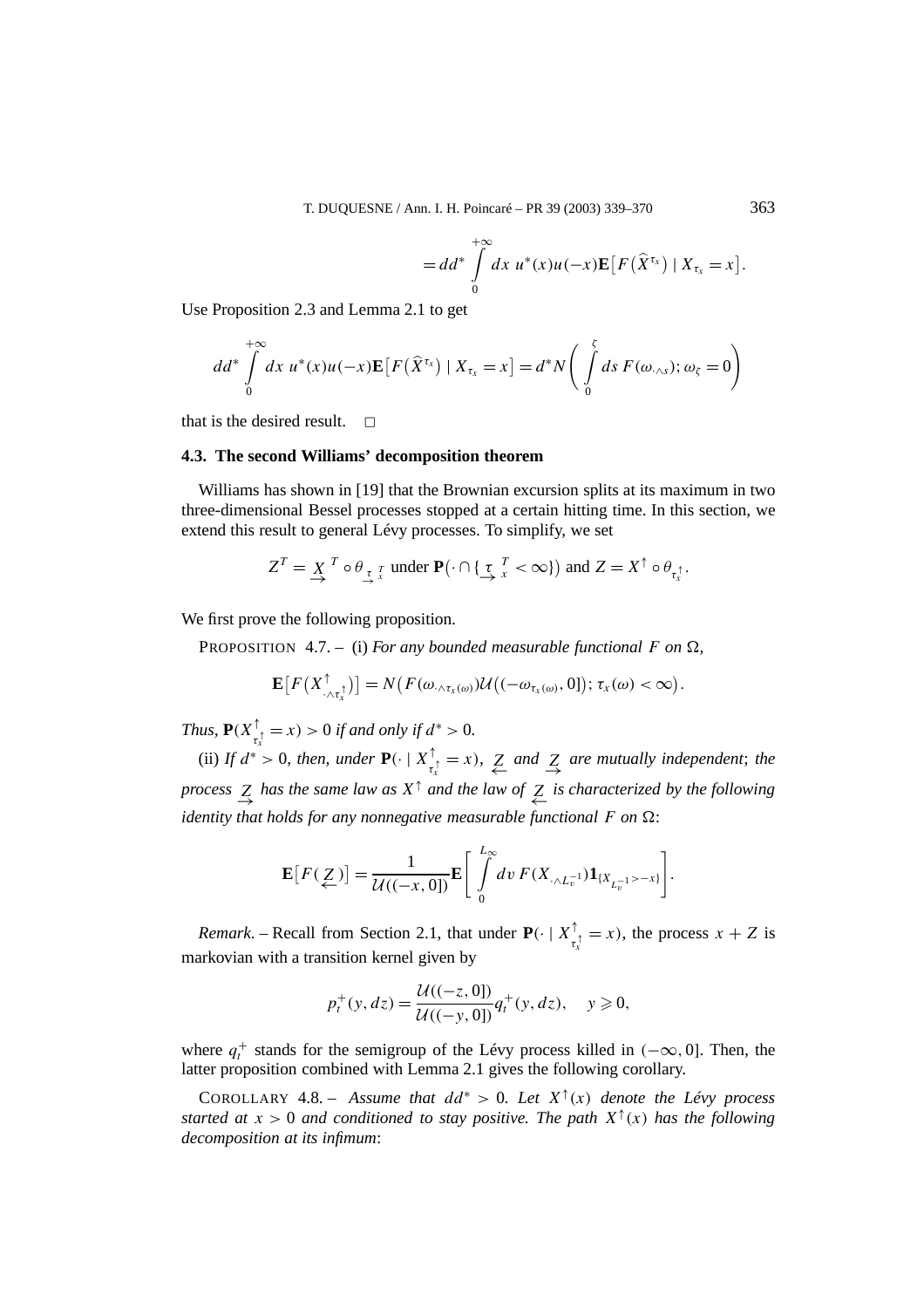$$= dd^* \int_0^{+\infty} dx\, u^*(x)u(-x)\mathbf{E}\big[F\big(\widehat{X}^{\tau_x}\big) \mid X_{\tau_x} = x\big].$$

Use Proposition 2.3 and Lemma 2.1 to get

$$dd^* \int_0^{+\infty} dx\, u^*(x)u(-x)\mathbf{E}\big[F\big(\widehat{X}^{\tau_x}\big) \mid X_{\tau_x} = x\big] = d^* N\left(\int_0^{\zeta} ds\, F(\omega_{\cdot\wedge s}); \omega_\zeta = 0\right)$$

that is the desired result. □

### 4.3. The second Williams' decomposition theorem

Williams has shown in [19] that the Brownian excursion splits at its maximum in two three-dimensional Bessel processes stopped at a certain hitting time. In this section, we extend this result to general Lévy processes. To simplify, we set

$$Z^T = \underset{\rightarrow}{X}^{T} \circ \theta_{\underset{\rightarrow}{\tau}_x^{T}} \text{ under } \mathbf{P}\big(\cdot \cap \{\underset{\rightarrow}{\tau}_x^{T} < \infty\}\big) \text{ and } Z = X^{\uparrow} \circ \theta_{\tau_x^{\uparrow}}.$$

We first prove the following proposition.

PROPOSITION 4.7. – (i) *For any bounded measurable functional $F$ on $\Omega$,*

$$\mathbf{E}\big[F\big(X^{\uparrow}_{\cdot\wedge\tau_x^{\uparrow}}\big)\big] = N\big(F(\omega_{\cdot\wedge\tau_x(\omega)})\mathcal{U}\big((-\omega_{\tau_x(\omega)}, 0]\big); \tau_x(\omega) < \infty\big).$$

*Thus, $\mathbf{P}(X^{\uparrow}_{\tau_x^{\uparrow}} = x) > 0$ if and only if $d^* > 0$.*

(ii) *If $d^* > 0$, then, under $\mathbf{P}(\cdot \mid X^{\uparrow}_{\tau_x^{\uparrow}} = x)$, $\underset{\leftarrow}{Z}$ and $\underset{\rightarrow}{Z}$ are mutually independent; the process $\underset{\rightarrow}{Z}$ has the same law as $X^{\uparrow}$ and the law of $\underset{\leftarrow}{Z}$ is characterized by the following identity that holds for any nonnegative measurable functional $F$ on $\Omega$*:

$$\mathbf{E}\big[F(\underset{\leftarrow}{Z})\big] = \frac{1}{\mathcal{U}((-x, 0])}\mathbf{E}\left[\int_0^{L_\infty} dv\, F(X_{\cdot\wedge L_v^{-1}})\mathbf{1}_{\{X_{L_v^{-1}} > -x\}}\right].$$

*Remark*. – Recall from Section 2.1, that under $\mathbf{P}(\cdot \mid X^{\uparrow}_{\tau_x^{\uparrow}} = x)$, the process $x + Z$ is markovian with a transition kernel given by

$$p_t^+(y, dz) = \frac{\mathcal{U}((-z, 0])}{\mathcal{U}((-y, 0])} q_t^+(y, dz), \quad y \geqslant 0,$$

where $q_t^+$ stands for the semigroup of the Lévy process killed in $(-\infty, 0]$. Then, the latter proposition combined with Lemma 2.1 gives the following corollary.

COROLLARY 4.8. – *Assume that $dd^* > 0$. Let $X^{\uparrow}(x)$ denote the Lévy process started at $x > 0$ and conditioned to stay positive. The path $X^{\uparrow}(x)$ has the following decomposition at its infimum*: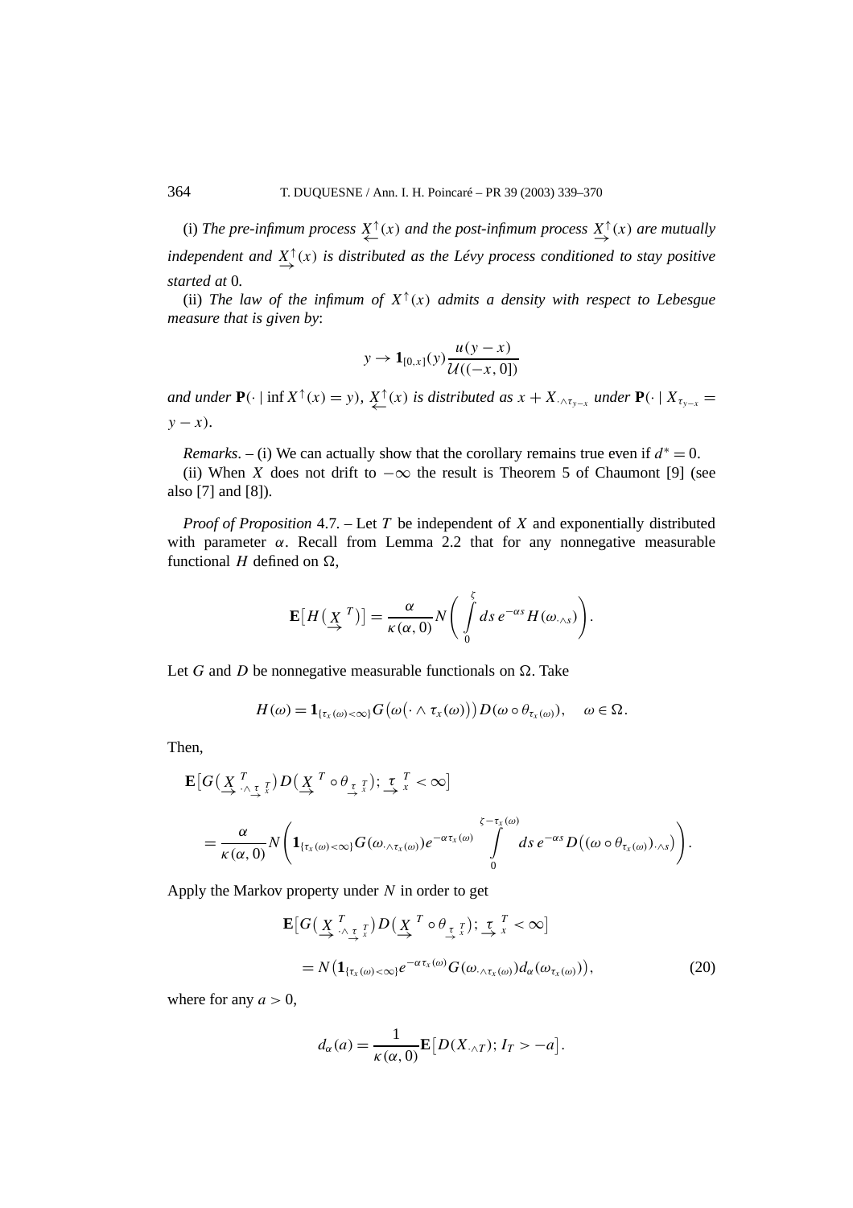(i) *The pre-infimum process* $\underset{\leftarrow}{X}^{\uparrow}(x)$ *and the post-infimum process* $\underset{\rightarrow}{X}^{\uparrow}(x)$ *are mutually independent and* $\underset{\rightarrow}{X}^{\uparrow}(x)$ *is distributed as the Lévy process conditioned to stay positive started at* 0.

(ii) *The law of the infimum of* $X^{\uparrow}(x)$ *admits a density with respect to Lebesgue measure that is given by*:

$$y \to \mathbf{1}_{[0,x]}(y)\frac{u(y-x)}{\mathcal{U}((-x,0])}$$

*and under* $\mathbf{P}(\cdot \mid \inf X^{\uparrow}(x) = y)$, $\underset{\leftarrow}{X}^{\uparrow}(x)$ *is distributed as* $x + X_{\cdot\wedge\tau_{y-x}}$ *under* $\mathbf{P}(\cdot \mid X_{\tau_{y-x}} = y - x)$.

*Remarks*. – (i) We can actually show that the corollary remains true even if $d^* = 0$.

(ii) When $X$ does not drift to $-\infty$ the result is Theorem 5 of Chaumont [9] (see also [7] and [8]).

*Proof of Proposition* 4.7. – Let $T$ be independent of $X$ and exponentially distributed with parameter $\alpha$. Recall from Lemma 2.2 that for any nonnegative measurable functional $H$ defined on $\Omega$,

$$\mathbf{E}\big[H\big(\underset{\rightarrow}{X}^{T}\big)\big] = \frac{\alpha}{\kappa(\alpha,0)} N\left(\int_0^{\zeta} ds\, e^{-\alpha s} H(\omega_{\cdot\wedge s})\right).$$

Let $G$ and $D$ be nonnegative measurable functionals on $\Omega$. Take

$$H(\omega) = \mathbf{1}_{\{\tau_x(\omega)<\infty\}} G\big(\omega\big(\cdot\wedge\tau_x(\omega)\big)\big) D(\omega\circ\theta_{\tau_x(\omega)}), \quad \omega\in\Omega.$$

Then,

$$\begin{aligned}
&\mathbf{E}\big[G\big(\underset{\rightarrow}{X}^{T}_{\cdot\wedge\underset{\rightarrow}{\tau}^{T}_{x}}\big) D\big(\underset{\rightarrow}{X}^{T}\circ\theta_{\underset{\rightarrow}{\tau}^{T}_{x}}\big); \underset{\rightarrow}{\tau}^{T}_{x} < \infty\big] \\
&\quad = \frac{\alpha}{\kappa(\alpha,0)} N\left(\mathbf{1}_{\{\tau_x(\omega)<\infty\}} G(\omega_{\cdot\wedge\tau_x(\omega)}) e^{-\alpha\tau_x(\omega)} \int_0^{\zeta-\tau_x(\omega)} ds\, e^{-\alpha s} D\big((\omega\circ\theta_{\tau_x(\omega)})_{\cdot\wedge s}\big)\right).
\end{aligned}$$

Apply the Markov property under $N$ in order to get

$$\begin{aligned}
&\mathbf{E}\big[G\big(\underset{\rightarrow}{X}^{T}_{\cdot\wedge\underset{\rightarrow}{\tau}^{T}_{x}}\big) D\big(\underset{\rightarrow}{X}^{T}\circ\theta_{\underset{\rightarrow}{\tau}^{T}_{x}}\big); \underset{\rightarrow}{\tau}^{T}_{x} < \infty\big] \\
&\quad = N\big(\mathbf{1}_{\{\tau_x(\omega)<\infty\}} e^{-\alpha\tau_x(\omega)} G(\omega_{\cdot\wedge\tau_x(\omega)}) d_\alpha(\omega_{\tau_x(\omega)})\big),
\end{aligned} \tag{20}$$

where for any $a > 0$,

$$d_\alpha(a) = \frac{1}{\kappa(\alpha,0)} \mathbf{E}\big[D(X_{\cdot\wedge T}); I_T > -a\big].$$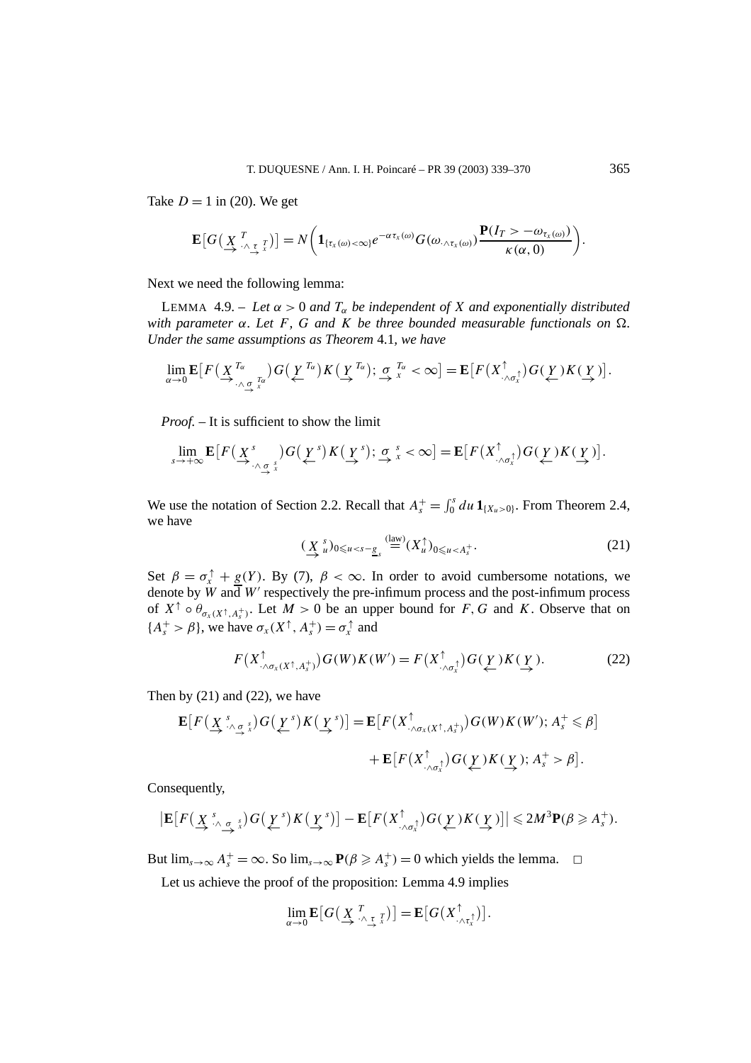Take $D = 1$ in (20). We get

$$\mathbf{E}\big[G\big(\underset{\rightarrow}{X}{}^{T}_{\cdot\wedge \underset{\rightarrow}{\tau}{}_x^{T}}\big)\big] = N\bigg(\mathbf{1}_{\{\tau_x(\omega)<\infty\}}e^{-\alpha\tau_x(\omega)}G(\omega_{\cdot\wedge\tau_x(\omega)})\frac{\mathbf{P}(I_T > -\omega_{\tau_x(\omega)})}{\kappa(\alpha,0)}\bigg).$$

Next we need the following lemma:

LEMMA 4.9. – *Let $\alpha > 0$ and $T_\alpha$ be independent of $X$ and exponentially distributed with parameter $\alpha$. Let $F$, $G$ and $K$ be three bounded measurable functionals on $\Omega$. Under the same assumptions as Theorem 4.1, we have*

$$\lim_{\alpha\to 0}\mathbf{E}\big[F\big(\underset{\rightarrow}{X}{}^{T_\alpha}_{\cdot\wedge\underset{\rightarrow}{\sigma}{}_x^{T_\alpha}}\big)G\big(\underset{\leftarrow}{Y}{}^{T_\alpha}\big)K\big(\underset{\rightarrow}{Y}{}^{T_\alpha}\big);\ \underset{\rightarrow}{\sigma}{}_x^{T_\alpha}<\infty\big] = \mathbf{E}\big[F\big(X^{\uparrow}_{\cdot\wedge\sigma_x^{\uparrow}}\big)G(\underset{\leftarrow}{Y})K(\underset{\rightarrow}{Y})\big].$$

*Proof.* – It is sufficient to show the limit

$$\lim_{s\to+\infty}\mathbf{E}\big[F\big(\underset{\rightarrow}{X}{}^{s}_{\cdot\wedge\underset{\rightarrow}{\sigma}{}_x^{s}}\big)G\big(\underset{\leftarrow}{Y}{}^{s}\big)K\big(\underset{\rightarrow}{Y}{}^{s}\big);\ \underset{\rightarrow}{\sigma}{}_x^{s}<\infty\big] = \mathbf{E}\big[F\big(X^{\uparrow}_{\cdot\wedge\sigma_x^{\uparrow}}\big)G(\underset{\leftarrow}{Y})K(\underset{\rightarrow}{Y})\big].$$

We use the notation of Section 2.2. Recall that $A_s^+ = \int_0^s du\,\mathbf{1}_{\{X_u>0\}}$. From Theorem 2.4, we have

$$(\underset{\rightarrow}{X}{}^{s}_{u})_{0\leqslant u<s-\underline{g}_s} \overset{\text{(law)}}{=} (X_u^{\uparrow})_{0\leqslant u<A_s^+}. \tag{21}$$

Set $\beta = \sigma_x^{\uparrow} + \underline{g}(Y)$. By (7), $\beta < \infty$. In order to avoid cumbersome notations, we denote by $W$ and $W'$ respectively the pre-infimum process and the post-infimum process of $X^{\uparrow}\circ\theta_{\sigma_x(X^{\uparrow},A_s^+)}$. Let $M > 0$ be an upper bound for $F, G$ and $K$. Observe that on $\{A_s^+ > \beta\}$, we have $\sigma_x(X^{\uparrow}, A_s^+) = \sigma_x^{\uparrow}$ and

$$F\big(X^{\uparrow}_{\cdot\wedge\sigma_x(X^{\uparrow},A_s^+)}\big)G(W)K(W') = F\big(X^{\uparrow}_{\cdot\wedge\sigma_x^{\uparrow}}\big)G(\underset{\leftarrow}{Y})K(\underset{\rightarrow}{Y}). \tag{22}$$

Then by (21) and (22), we have

$$\begin{aligned}\mathbf{E}\big[F\big(\underset{\rightarrow}{X}{}^{s}_{\cdot\wedge\underset{\rightarrow}{\sigma}{}_x^{s}}\big)G\big(\underset{\leftarrow}{Y}{}^{s}\big)K\big(\underset{\rightarrow}{Y}{}^{s}\big)\big] &= \mathbf{E}\big[F\big(X^{\uparrow}_{\cdot\wedge\sigma_x(X^{\uparrow},A_s^+)}\big)G(W)K(W');\ A_s^+\leqslant\beta\big] \\ &\quad + \mathbf{E}\big[F\big(X^{\uparrow}_{\cdot\wedge\sigma_x^{\uparrow}}\big)G(\underset{\leftarrow}{Y})K(\underset{\rightarrow}{Y});\ A_s^+>\beta\big].\end{aligned}$$

Consequently,

$$\big|\mathbf{E}\big[F\big(\underset{\rightarrow}{X}{}^{s}_{\cdot\wedge\underset{\rightarrow}{\sigma}{}_x^{s}}\big)G\big(\underset{\leftarrow}{Y}{}^{s}\big)K\big(\underset{\rightarrow}{Y}{}^{s}\big)\big] - \mathbf{E}\big[F\big(X^{\uparrow}_{\cdot\wedge\sigma_x^{\uparrow}}\big)G(\underset{\leftarrow}{Y})K(\underset{\rightarrow}{Y})\big]\big| \leqslant 2M^3\mathbf{P}(\beta\geqslant A_s^+).$$

But $\lim_{s\to\infty}A_s^+ = \infty$. So $\lim_{s\to\infty}\mathbf{P}(\beta\geqslant A_s^+) = 0$ which yields the lemma. □

Let us achieve the proof of the proposition: Lemma 4.9 implies

$$\lim_{\alpha\to 0}\mathbf{E}\big[G\big(\underset{\rightarrow}{X}{}^{T}_{\cdot\wedge\underset{\rightarrow}{\tau}{}_x^{T}}\big)\big] = \mathbf{E}\big[G\big(X^{\uparrow}_{\cdot\wedge\tau_x^{\uparrow}}\big)\big].$$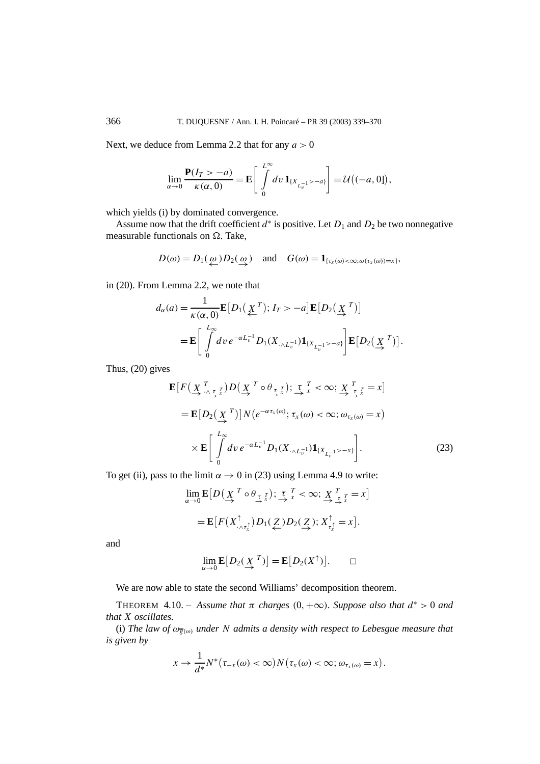Next, we deduce from Lemma 2.2 that for any $a > 0$

$$\lim_{\alpha\to 0} \frac{\mathbf{P}(I_T > -a)}{\kappa(\alpha,0)} = \mathbf{E}\left[\int_0^{L^\infty} dv\, \mathbf{1}_{\{X_{L_v^{-1}} > -a\}}\right] = \mathcal{U}\big((-a,0]\big),$$

which yields (i) by dominated convergence.

Assume now that the drift coefficient $d^*$ is positive. Let $D_1$ and $D_2$ be two nonnegative measurable functionals on $\Omega$. Take,

$$D(\omega) = D_1(\underset{\leftarrow}{\omega})D_2(\underset{\rightarrow}{\omega}) \quad \text{and} \quad G(\omega) = \mathbf{1}_{\{\tau_x(\omega)<\infty;\, \omega(\tau_x(\omega))=x\}},$$

in (20). From Lemma 2.2, we note that

$$\begin{aligned}
d_\alpha(a) &= \frac{1}{\kappa(\alpha,0)} \mathbf{E}\big[D_1(\underset{\leftarrow}{X}{}^T);\, I_T > -a\big]\mathbf{E}\big[D_2(\underset{\rightarrow}{X}{}^T)\big] \\
&= \mathbf{E}\left[\int_0^{L_\infty} dv\, e^{-\alpha L_v^{-1}} D_1(X_{\cdot \wedge L_v^{-1}})\mathbf{1}_{\{X_{L_v^{-1}} > -a\}}\right]\mathbf{E}\big[D_2(\underset{\rightarrow}{X}{}^T)\big].
\end{aligned}$$

Thus, (20) gives

$$\begin{aligned}
&\mathbf{E}\big[F\big(\underset{\rightarrow}{X}{}^T_{\cdot\wedge \underset{\rightarrow}{\tau}{}^T_x}\big)D\big(\underset{\rightarrow}{X}{}^T \circ \theta_{\underset{\rightarrow}{\tau}{}^T_x}\big);\, \underset{\rightarrow}{\tau}{}^T_x < \infty;\, \underset{\rightarrow}{X}{}^T_{\underset{\rightarrow}{\tau}{}^T_x} = x\big] \\
&\quad = \mathbf{E}\big[D_2(\underset{\rightarrow}{X}{}^T)\big] N\big(e^{-\alpha\tau_x(\omega)};\, \tau_x(\omega) < \infty;\, \omega_{\tau_x(\omega)} = x\big) \\
&\quad\quad \times \mathbf{E}\left[\int_0^{L_\infty} dv\, e^{-\alpha L_v^{-1}} D_1(X_{\cdot\wedge L_v^{-1}})\mathbf{1}_{\{X_{L_v^{-1}} > -x\}}\right]. \qquad (23)
\end{aligned}$$

To get (ii), pass to the limit $\alpha \to 0$ in (23) using Lemma 4.9 to write:

$$\begin{aligned}
&\lim_{\alpha\to 0} \mathbf{E}\big[D\big(\underset{\rightarrow}{X}{}^T \circ \theta_{\underset{\rightarrow}{\tau}{}^T_x}\big);\, \underset{\rightarrow}{\tau}{}^T_x < \infty;\, \underset{\rightarrow}{X}{}^T_{\underset{\rightarrow}{\tau}{}^T_x} = x\big] \\
&\quad = \mathbf{E}\big[F\big(X^\uparrow_{\cdot\wedge\tau_x^\uparrow}\big)D_1(\underset{\leftarrow}{Z})D_2(\underset{\rightarrow}{Z});\, X^\uparrow_{\tau_x^\uparrow} = x\big].
\end{aligned}$$

and

$$\lim_{\alpha\to 0}\mathbf{E}\big[D_2(\underset{\rightarrow}{X}{}^T)\big] = \mathbf{E}\big[D_2(X^\uparrow)\big]. \qquad \square$$

We are now able to state the second Williams' decomposition theorem.

THEOREM 4.10. – *Assume that $\pi$ charges $(0, +\infty)$. Suppose also that $d^* > 0$ and that $X$ oscillates.*

(i) *The law of $\omega_{\overline{g}(\omega)}$ under $N$ admits a density with respect to Lebesgue measure that is given by*

$$x \to \frac{1}{d^*} N^*\big(\tau_{-x}(\omega) < \infty\big) N\big(\tau_x(\omega) < \infty;\, \omega_{\tau_x(\omega)} = x\big).$$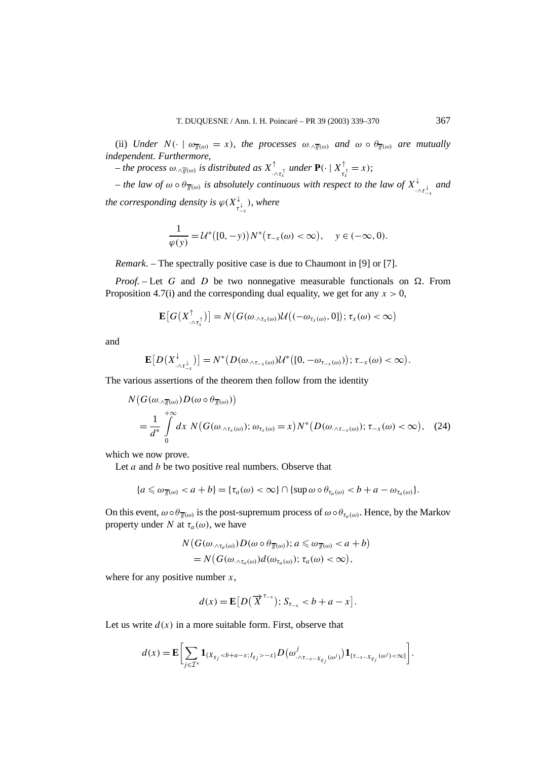(ii) *Under* $N(\cdot \mid \omega_{\overline{g}(\omega)} = x)$*, the processes* $\omega_{\cdot\wedge\overline{g}(\omega)}$ *and* $\omega \circ \theta_{\overline{g}(\omega)}$ *are mutually independent. Furthermore,*

*– the process* $\omega_{\cdot\wedge\overline{g}(\omega)}$ *is distributed as* $X^{\uparrow}_{\cdot\wedge\tau^{\uparrow}_x}$ *under* $\mathbf{P}(\cdot \mid X^{\uparrow}_{\tau^{\uparrow}_x} = x)$;

*– the law of* $\omega \circ \theta_{\overline{g}(\omega)}$ *is absolutely continuous with respect to the law of* $X^{\downarrow}_{\cdot\wedge\tau^{\downarrow}_{-x}}$ *and the corresponding density is* $\varphi(X^{\downarrow}_{\tau^{\downarrow}_{-x}})$*, where*

$$\frac{1}{\varphi(y)} = \mathcal{U}^*\big([0,-y)\big)N^*\big(\tau_{-x}(\omega) < \infty\big), \quad y \in (-\infty, 0).$$

*Remark.* – The spectrally positive case is due to Chaumont in [9] or [7].

*Proof.* – Let $G$ and $D$ be two nonnegative measurable functionals on $\Omega$. From Proposition 4.7(i) and the corresponding dual equality, we get for any $x > 0$,

$$\mathbf{E}\big[G\big(X^{\uparrow}_{\cdot\wedge\tau^{\uparrow}_x}\big)\big] = N\big(G(\omega_{\cdot\wedge\tau_x(\omega)})\mathcal{U}\big((-\omega_{\tau_x(\omega)}, 0]\big); \tau_x(\omega) < \infty\big)$$

and

$$\mathbf{E}\big[D\big(X^{\downarrow}_{\cdot\wedge\tau^{\downarrow}_{-x}}\big)\big] = N^*\big(D(\omega_{\cdot\wedge\tau_{-x}(\omega)})\mathcal{U}^*\big([0, -\omega_{\tau_{-x}(\omega)})\big); \tau_{-x}(\omega) < \infty\big).$$

The various assertions of the theorem then follow from the identity

$$\begin{aligned} &N\big(G(\omega_{\cdot\wedge\overline{g}(\omega)})D(\omega\circ\theta_{\overline{g}(\omega)})\big) \\ &\quad = \frac{1}{d^*}\int_0^{+\infty} dx\ N\big(G(\omega_{\cdot\wedge\tau_x(\omega)}); \omega_{\tau_x(\omega)} = x\big)N^*\big(D(\omega_{\cdot\wedge\tau_{-x}(\omega)}); \tau_{-x}(\omega) < \infty\big), \quad (24) \end{aligned}$$

which we now prove.

Let $a$ and $b$ be two positive real numbers. Observe that

$$\{a \leqslant \omega_{\overline{g}(\omega)} < a+b\} = \{\tau_a(\omega) < \infty\} \cap \{\sup \omega\circ\theta_{\tau_a(\omega)} < b + a - \omega_{\tau_a(\omega)}\}.$$

On this event, $\omega\circ\theta_{\overline{g}(\omega)}$ is the post-supremum process of $\omega\circ\theta_{\tau_a(\omega)}$. Hence, by the Markov property under $N$ at $\tau_a(\omega)$, we have

$$\begin{aligned} &N\big(G(\omega_{\cdot\wedge\tau_a(\omega)})D(\omega\circ\theta_{\overline{g}(\omega)}); a \leqslant \omega_{\overline{g}(\omega)} < a+b\big) \\ &\quad = N\big(G(\omega_{\cdot\wedge\tau_a(\omega)})d(\omega_{\tau_a(\omega)}); \tau_a(\omega) < \infty\big), \end{aligned}$$

where for any positive number $x$,

$$d(x) = \mathbf{E}\big[D\big(\overrightarrow{X}^{\tau_{-x}}\big); S_{\tau_{-x}} < b + a - x\big].$$

Let us write $d(x)$ in a more suitable form. First, observe that

$$d(x) = \mathbf{E}\bigg[\sum_{j\in\mathcal{I}^*}\mathbf{1}_{\{X_{g_j} < b+a-x;\, I_{g_j} > -x\}}D\big(\omega^j_{\cdot\wedge\tau_{-x-X_{g_j}}(\omega^j)}\big)\mathbf{1}_{\{\tau_{-x-X_{g_j}}(\omega^j) < \infty\}}\bigg].$$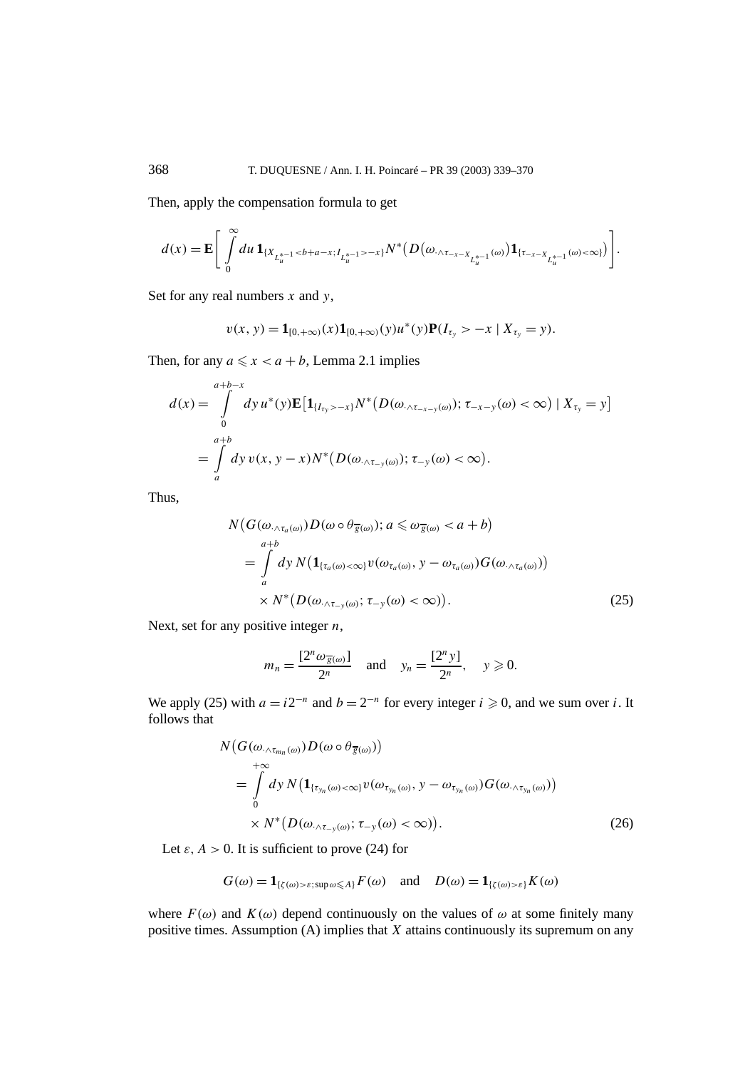Then, apply the compensation formula to get

$$d(x) = \mathbf{E}\left[ \int_0^\infty du\, \mathbf{1}_{\{X_{L_u^{*-1}} < b+a-x;\, I_{L_u^{*-1}} > -x\}} N^*\big(D\big(\omega_{\cdot \wedge \tau_{-x-X_{L_u^{*-1}}}}\big)\mathbf{1}_{\{\tau_{-x-X_{L_u^{*-1}}}(\omega)<\infty\}}\big)\right].$$

Set for any real numbers $x$ and $y$,

$$v(x,y) = \mathbf{1}_{[0,+\infty)}(x)\mathbf{1}_{[0,+\infty)}(y)u^*(y)\mathbf{P}(I_{\tau_y} > -x \mid X_{\tau_y} = y).$$

Then, for any $a \leqslant x < a+b$, Lemma 2.1 implies

$$\begin{aligned}
d(x) &= \int_0^{a+b-x} dy\, u^*(y)\mathbf{E}\big[\mathbf{1}_{\{I_{\tau_y} > -x\}} N^*\big(D(\omega_{\cdot \wedge \tau_{-x-y}(\omega)});\, \tau_{-x-y}(\omega) < \infty\big) \mid X_{\tau_y} = y\big] \\
&= \int_a^{a+b} dy\, v(x, y-x) N^*\big(D(\omega_{\cdot\wedge \tau_{-y}(\omega)});\, \tau_{-y}(\omega) < \infty\big).
\end{aligned}$$

Thus,

$$\begin{aligned}
&N\big(G(\omega_{\cdot\wedge\tau_a(\omega)})D(\omega\circ\theta_{\overline{g}(\omega)});\, a \leqslant \omega_{\overline{g}(\omega)} < a+b\big) \\
&\quad = \int_a^{a+b} dy\, N\big(\mathbf{1}_{\{\tau_a(\omega)<\infty\}} v(\omega_{\tau_a(\omega)}, y - \omega_{\tau_a(\omega)}) G(\omega_{\cdot\wedge\tau_a(\omega)})\big) \\
&\qquad \times N^*\big(D(\omega_{\cdot\wedge\tau_{-y}(\omega)});\, \tau_{-y}(\omega) < \infty\big). \qquad (25)
\end{aligned}$$

Next, set for any positive integer $n$,

$$m_n = \frac{[2^n \omega_{\overline{g}(\omega)}]}{2^n} \quad \text{and} \quad y_n = \frac{[2^n y]}{2^n}, \quad y \geqslant 0.$$

We apply (25) with $a = i2^{-n}$ and $b = 2^{-n}$ for every integer $i \geqslant 0$, and we sum over $i$. It follows that

$$\begin{aligned}
&N\big(G(\omega_{\cdot\wedge\tau_{m_n}(\omega)})D(\omega\circ\theta_{\overline{g}(\omega)})\big) \\
&\quad = \int_0^{+\infty} dy\, N\big(\mathbf{1}_{\{\tau_{y_n}(\omega)<\infty\}} v(\omega_{\tau_{y_n}(\omega)}, y - \omega_{\tau_{y_n}(\omega)}) G(\omega_{\cdot\wedge\tau_{y_n}(\omega)})\big) \\
&\qquad \times N^*\big(D(\omega_{\cdot\wedge\tau_{-y}(\omega)});\, \tau_{-y}(\omega) < \infty\big). \qquad (26)
\end{aligned}$$

Let $\varepsilon, A > 0$. It is sufficient to prove (24) for

$$G(\omega) = \mathbf{1}_{\{\zeta(\omega)>\varepsilon;\, \sup\omega \leqslant A\}} F(\omega) \quad \text{and} \quad D(\omega) = \mathbf{1}_{\{\zeta(\omega)>\varepsilon\}} K(\omega)$$

where $F(\omega)$ and $K(\omega)$ depend continuously on the values of $\omega$ at some finitely many positive times. Assumption (A) implies that $X$ attains continuously its supremum on any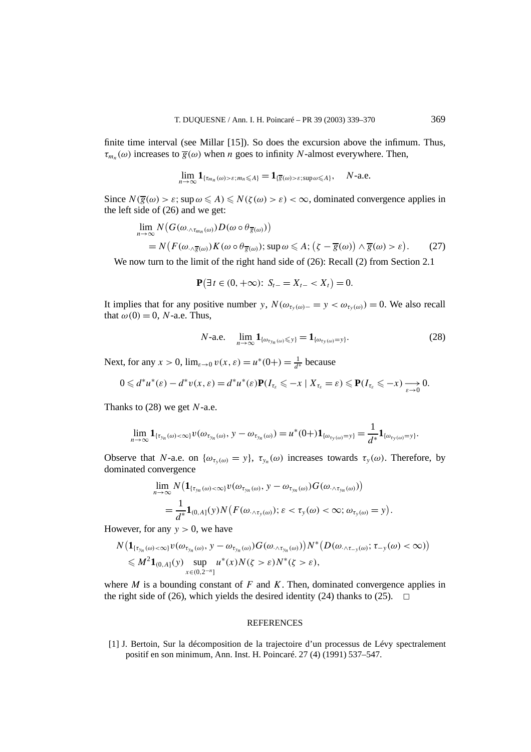finite time interval (see Millar [15]). So does the excursion above the infimum. Thus, $\tau_{m_n}(\omega)$ increases to $\overline{g}(\omega)$ when $n$ goes to infinity $N$-almost everywhere. Then,

$$\lim_{n\to\infty} \mathbf{1}_{\{\tau_{m_n}(\omega)>\varepsilon;\, m_n\leqslant A\}} = \mathbf{1}_{\{\overline{g}(\omega)>\varepsilon;\, \sup\omega\leqslant A\}}, \quad N\text{-a.e.}$$

Since $N(\overline{g}(\omega) > \varepsilon;\, \sup\omega \leqslant A) \leqslant N(\zeta(\omega) > \varepsilon) < \infty$, dominated convergence applies in the left side of (26) and we get:

$$\begin{aligned}
&\lim_{n\to\infty} N\big(G(\omega_{\cdot\wedge\tau_{m_n}(\omega)})D(\omega\circ\theta_{\overline{g}(\omega)})\big)\\
&\quad = N\big(F(\omega_{\cdot\wedge\overline{g}(\omega)})K(\omega\circ\theta_{\overline{g}(\omega)});\, \sup\omega\leqslant A;\, \big(\zeta-\overline{g}(\omega)\big)\wedge\overline{g}(\omega)>\varepsilon\big). \qquad (27)
\end{aligned}$$

We now turn to the limit of the right hand side of (26): Recall (2) from Section 2.1

$$\mathbf{P}\big(\exists t\in(0,+\infty):\; S_{t-} = X_{t-} < X_t\big) = 0.$$

It implies that for any positive number $y$, $N(\omega_{\tau_y(\omega)-} = y < \omega_{\tau_y(\omega)}) = 0$. We also recall that $\omega(0) = 0$, $N$-a.e. Thus,

$$N\text{-a.e.} \quad \lim_{n\to\infty} \mathbf{1}_{\{\omega_{\tau_{y_n}(\omega)}\leqslant y\}} = \mathbf{1}_{\{\omega_{\tau_y(\omega)}=y\}}. \qquad (28)$$

Next, for any $x > 0$, $\lim_{\varepsilon\to 0} v(x,\varepsilon) = u^*(0+) = \frac{1}{d^*}$ because

$$0 \leqslant d^*u^*(\varepsilon) - d^*v(x,\varepsilon) = d^*u^*(\varepsilon)\mathbf{P}(I_{\tau_\varepsilon}\leqslant -x \mid X_{\tau_\varepsilon}=\varepsilon) \leqslant \mathbf{P}(I_{\tau_\varepsilon}\leqslant -x) \underset{\varepsilon\to 0}{\longrightarrow} 0.$$

Thanks to (28) we get $N$-a.e.

$$\lim_{n\to\infty} \mathbf{1}_{\{\tau_{y_n}(\omega)<\infty\}} v(\omega_{\tau_{y_n}(\omega)},\, y-\omega_{\tau_{y_n}(\omega)}) = u^*(0+)\mathbf{1}_{\{\omega_{\tau_y(\omega)}=y\}} = \frac{1}{d^*}\mathbf{1}_{\{\omega_{\tau_y(\omega)}=y\}}.$$

Observe that $N$-a.e. on $\{\omega_{\tau_y(\omega)} = y\}$, $\tau_{y_n}(\omega)$ increases towards $\tau_y(\omega)$. Therefore, by dominated convergence

$$\begin{aligned}
&\lim_{n\to\infty} N\big(\mathbf{1}_{\{\tau_{y_n}(\omega)<\infty\}} v(\omega_{\tau_{y_n}(\omega)},\, y-\omega_{\tau_{y_n}(\omega)})G(\omega_{\cdot\wedge\tau_{y_n}(\omega)})\big)\\
&\quad = \frac{1}{d^*}\mathbf{1}_{(0,A]}(y)N\big(F(\omega_{\cdot\wedge\tau_y(\omega)});\, \varepsilon<\tau_y(\omega)<\infty;\, \omega_{\tau_y(\omega)}=y\big).
\end{aligned}$$

However, for any $y > 0$, we have

$$\begin{aligned}
&N\big(\mathbf{1}_{\{\tau_{y_n}(\omega)<\infty\}} v(\omega_{\tau_{y_n}(\omega)},\, y-\omega_{\tau_{y_n}(\omega)})G(\omega_{\cdot\wedge\tau_{y_n}(\omega)})\big)N^*\big(D(\omega_{\cdot\wedge\tau_{-y}(\omega)});\, \tau_{-y}(\omega)<\infty\big)\\
&\quad \leqslant M^2\mathbf{1}_{(0,A]}(y) \sup_{x\in(0,2^{-n}]} u^*(x)N(\zeta>\varepsilon)N^*(\zeta>\varepsilon),
\end{aligned}$$

where $M$ is a bounding constant of $F$ and $K$. Then, dominated convergence applies in the right side of (26), which yields the desired identity (24) thanks to (25). $\square$

## REFERENCES

[1] J. Bertoin, Sur la décomposition de la trajectoire d'un processus de Lévy spectralement positif en son minimum, Ann. Inst. H. Poincaré. 27 (4) (1991) 537–547.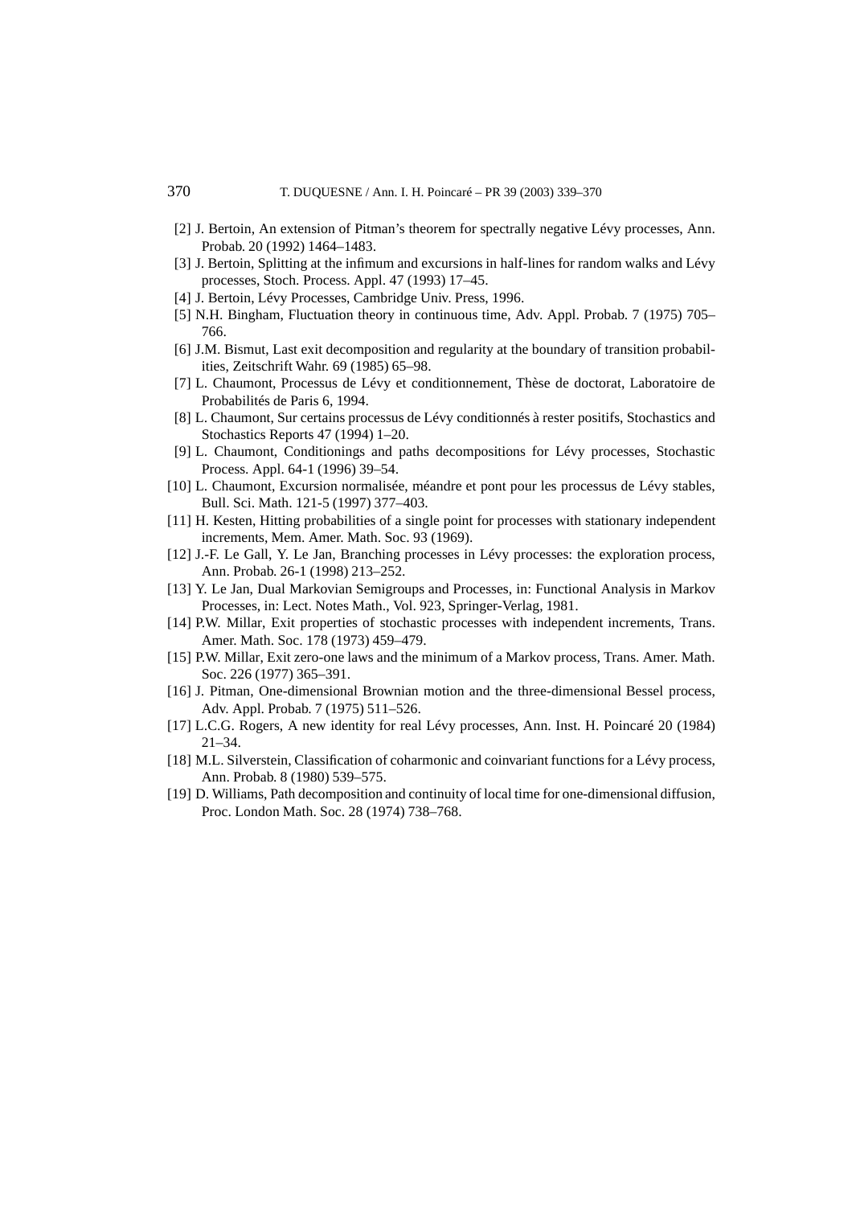[2] J. Bertoin, An extension of Pitman's theorem for spectrally negative Lévy processes, Ann. Probab. 20 (1992) 1464–1483.

[3] J. Bertoin, Splitting at the infimum and excursions in half-lines for random walks and Lévy processes, Stoch. Process. Appl. 47 (1993) 17–45.

[4] J. Bertoin, Lévy Processes, Cambridge Univ. Press, 1996.

[5] N.H. Bingham, Fluctuation theory in continuous time, Adv. Appl. Probab. 7 (1975) 705–766.

[6] J.M. Bismut, Last exit decomposition and regularity at the boundary of transition probabilities, Zeitschrift Wahr. 69 (1985) 65–98.

[7] L. Chaumont, Processus de Lévy et conditionnement, Thèse de doctorat, Laboratoire de Probabilités de Paris 6, 1994.

[8] L. Chaumont, Sur certains processus de Lévy conditionnés à rester positifs, Stochastics and Stochastics Reports 47 (1994) 1–20.

[9] L. Chaumont, Conditionings and paths decompositions for Lévy processes, Stochastic Process. Appl. 64-1 (1996) 39–54.

[10] L. Chaumont, Excursion normalisée, méandre et pont pour les processus de Lévy stables, Bull. Sci. Math. 121-5 (1997) 377–403.

[11] H. Kesten, Hitting probabilities of a single point for processes with stationary independent increments, Mem. Amer. Math. Soc. 93 (1969).

[12] J.-F. Le Gall, Y. Le Jan, Branching processes in Lévy processes: the exploration process, Ann. Probab. 26-1 (1998) 213–252.

[13] Y. Le Jan, Dual Markovian Semigroups and Processes, in: Functional Analysis in Markov Processes, in: Lect. Notes Math., Vol. 923, Springer-Verlag, 1981.

[14] P.W. Millar, Exit properties of stochastic processes with independent increments, Trans. Amer. Math. Soc. 178 (1973) 459–479.

[15] P.W. Millar, Exit zero-one laws and the minimum of a Markov process, Trans. Amer. Math. Soc. 226 (1977) 365–391.

[16] J. Pitman, One-dimensional Brownian motion and the three-dimensional Bessel process, Adv. Appl. Probab. 7 (1975) 511–526.

[17] L.C.G. Rogers, A new identity for real Lévy processes, Ann. Inst. H. Poincaré 20 (1984) 21–34.

[18] M.L. Silverstein, Classification of coharmonic and coinvariant functions for a Lévy process, Ann. Probab. 8 (1980) 539–575.

[19] D. Williams, Path decomposition and continuity of local time for one-dimensional diffusion, Proc. London Math. Soc. 28 (1974) 738–768.